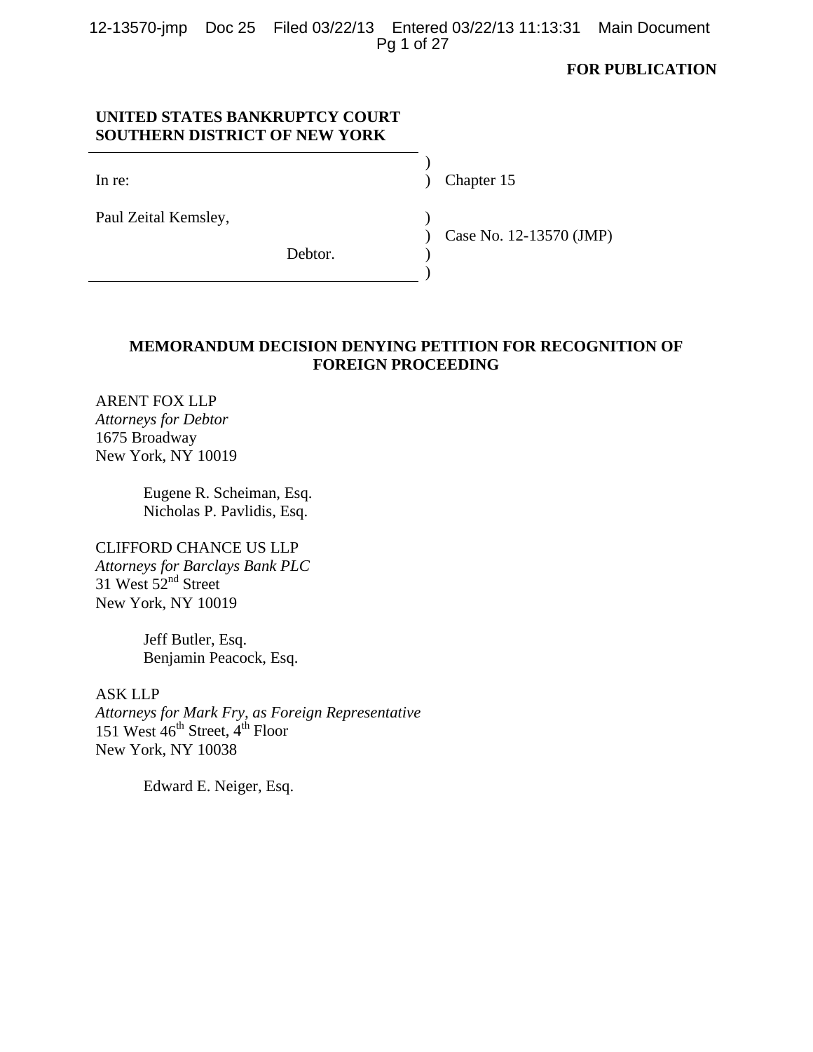**FOR PUBLICATION**

**UNITED STATES BANKRUPTCY COURT**
**SOUTHERN DISTRICT OF NEW YORK**

| | | |
|---|---|---|
| In re: | ) | Chapter 15 |
| Paul Zeital Kemsley, | ) | Case No. 12-13570 (JMP) |
| Debtor. | ) | |

**MEMORANDUM DECISION DENYING PETITION FOR RECOGNITION OF FOREIGN PROCEEDING**

ARENT FOX LLP
*Attorneys for Debtor*
1675 Broadway
New York, NY 10019

Eugene R. Scheiman, Esq.
Nicholas P. Pavlidis, Esq.

CLIFFORD CHANCE US LLP
*Attorneys for Barclays Bank PLC*
31 West 52nd Street
New York, NY 10019

Jeff Butler, Esq.
Benjamin Peacock, Esq.

ASK LLP
*Attorneys for Mark Fry, as Foreign Representative*
151 West 46th Street, 4th Floor
New York, NY 10038

Edward E. Neiger, Esq.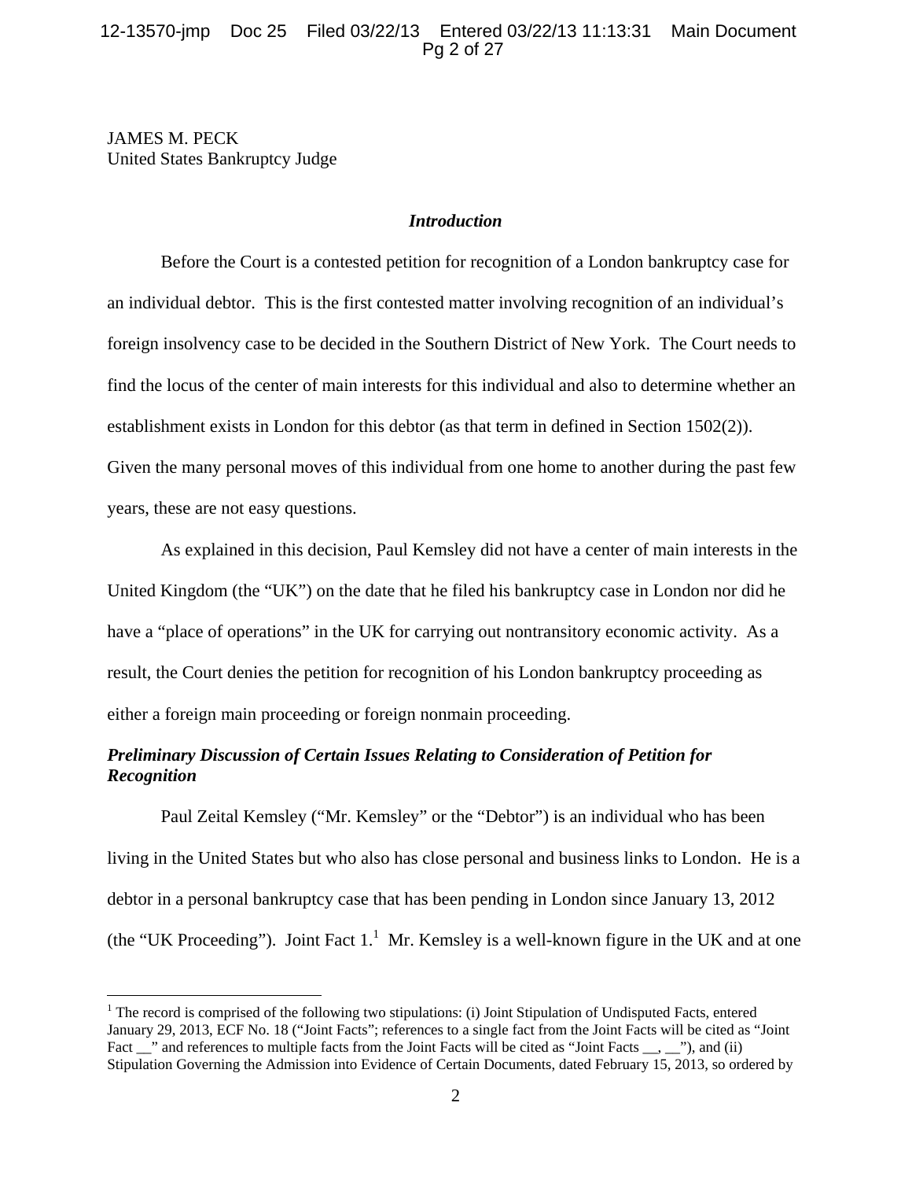JAMES M. PECK
United States Bankruptcy Judge

## *Introduction*

Before the Court is a contested petition for recognition of a London bankruptcy case for an individual debtor. This is the first contested matter involving recognition of an individual's foreign insolvency case to be decided in the Southern District of New York. The Court needs to find the locus of the center of main interests for this individual and also to determine whether an establishment exists in London for this debtor (as that term in defined in Section 1502(2)). Given the many personal moves of this individual from one home to another during the past few years, these are not easy questions.

As explained in this decision, Paul Kemsley did not have a center of main interests in the United Kingdom (the "UK") on the date that he filed his bankruptcy case in London nor did he have a "place of operations" in the UK for carrying out nontransitory economic activity. As a result, the Court denies the petition for recognition of his London bankruptcy proceeding as either a foreign main proceeding or foreign nonmain proceeding.

## *Preliminary Discussion of Certain Issues Relating to Consideration of Petition for Recognition*

Paul Zeital Kemsley ("Mr. Kemsley" or the "Debtor") is an individual who has been living in the United States but who also has close personal and business links to London. He is a debtor in a personal bankruptcy case that has been pending in London since January 13, 2012 (the "UK Proceeding"). Joint Fact 1.[1] Mr. Kemsley is a well-known figure in the UK and at one

[1] The record is comprised of the following two stipulations: (i) Joint Stipulation of Undisputed Facts, entered January 29, 2013, ECF No. 18 ("Joint Facts"; references to a single fact from the Joint Facts will be cited as "Joint Fact __" and references to multiple facts from the Joint Facts will be cited as "Joint Facts __, __"), and (ii) Stipulation Governing the Admission into Evidence of Certain Documents, dated February 15, 2013, so ordered by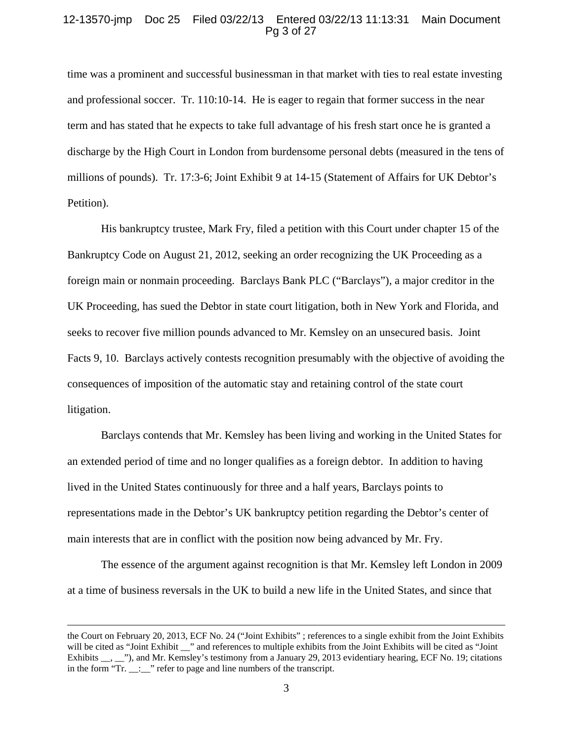time was a prominent and successful businessman in that market with ties to real estate investing and professional soccer. Tr. 110:10-14. He is eager to regain that former success in the near term and has stated that he expects to take full advantage of his fresh start once he is granted a discharge by the High Court in London from burdensome personal debts (measured in the tens of millions of pounds). Tr. 17:3-6; Joint Exhibit 9 at 14-15 (Statement of Affairs for UK Debtor's Petition).

His bankruptcy trustee, Mark Fry, filed a petition with this Court under chapter 15 of the Bankruptcy Code on August 21, 2012, seeking an order recognizing the UK Proceeding as a foreign main or nonmain proceeding. Barclays Bank PLC ("Barclays"), a major creditor in the UK Proceeding, has sued the Debtor in state court litigation, both in New York and Florida, and seeks to recover five million pounds advanced to Mr. Kemsley on an unsecured basis. Joint Facts 9, 10. Barclays actively contests recognition presumably with the objective of avoiding the consequences of imposition of the automatic stay and retaining control of the state court litigation.

Barclays contends that Mr. Kemsley has been living and working in the United States for an extended period of time and no longer qualifies as a foreign debtor. In addition to having lived in the United States continuously for three and a half years, Barclays points to representations made in the Debtor's UK bankruptcy petition regarding the Debtor's center of main interests that are in conflict with the position now being advanced by Mr. Fry.

The essence of the argument against recognition is that Mr. Kemsley left London in 2009 at a time of business reversals in the UK to build a new life in the United States, and since that

---

the Court on February 20, 2013, ECF No. 24 ("Joint Exhibits" ; references to a single exhibit from the Joint Exhibits will be cited as "Joint Exhibit __" and references to multiple exhibits from the Joint Exhibits will be cited as "Joint Exhibits __, __"), and Mr. Kemsley's testimony from a January 29, 2013 evidentiary hearing, ECF No. 19; citations in the form "Tr. __:__" refer to page and line numbers of the transcript.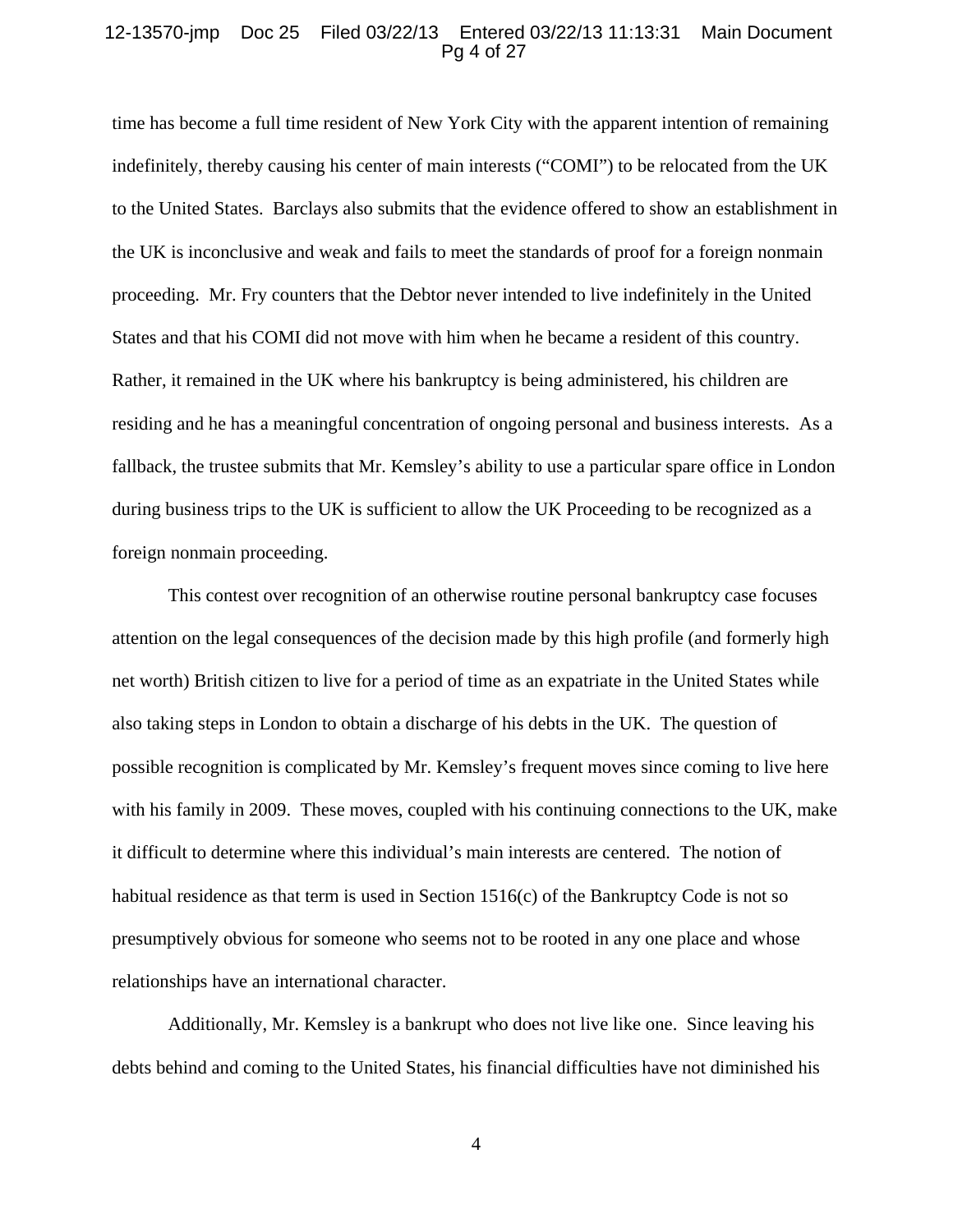time has become a full time resident of New York City with the apparent intention of remaining indefinitely, thereby causing his center of main interests ("COMI") to be relocated from the UK to the United States. Barclays also submits that the evidence offered to show an establishment in the UK is inconclusive and weak and fails to meet the standards of proof for a foreign nonmain proceeding. Mr. Fry counters that the Debtor never intended to live indefinitely in the United States and that his COMI did not move with him when he became a resident of this country. Rather, it remained in the UK where his bankruptcy is being administered, his children are residing and he has a meaningful concentration of ongoing personal and business interests. As a fallback, the trustee submits that Mr. Kemsley's ability to use a particular spare office in London during business trips to the UK is sufficient to allow the UK Proceeding to be recognized as a foreign nonmain proceeding.

This contest over recognition of an otherwise routine personal bankruptcy case focuses attention on the legal consequences of the decision made by this high profile (and formerly high net worth) British citizen to live for a period of time as an expatriate in the United States while also taking steps in London to obtain a discharge of his debts in the UK. The question of possible recognition is complicated by Mr. Kemsley's frequent moves since coming to live here with his family in 2009. These moves, coupled with his continuing connections to the UK, make it difficult to determine where this individual's main interests are centered. The notion of habitual residence as that term is used in Section 1516(c) of the Bankruptcy Code is not so presumptively obvious for someone who seems not to be rooted in any one place and whose relationships have an international character.

Additionally, Mr. Kemsley is a bankrupt who does not live like one. Since leaving his debts behind and coming to the United States, his financial difficulties have not diminished his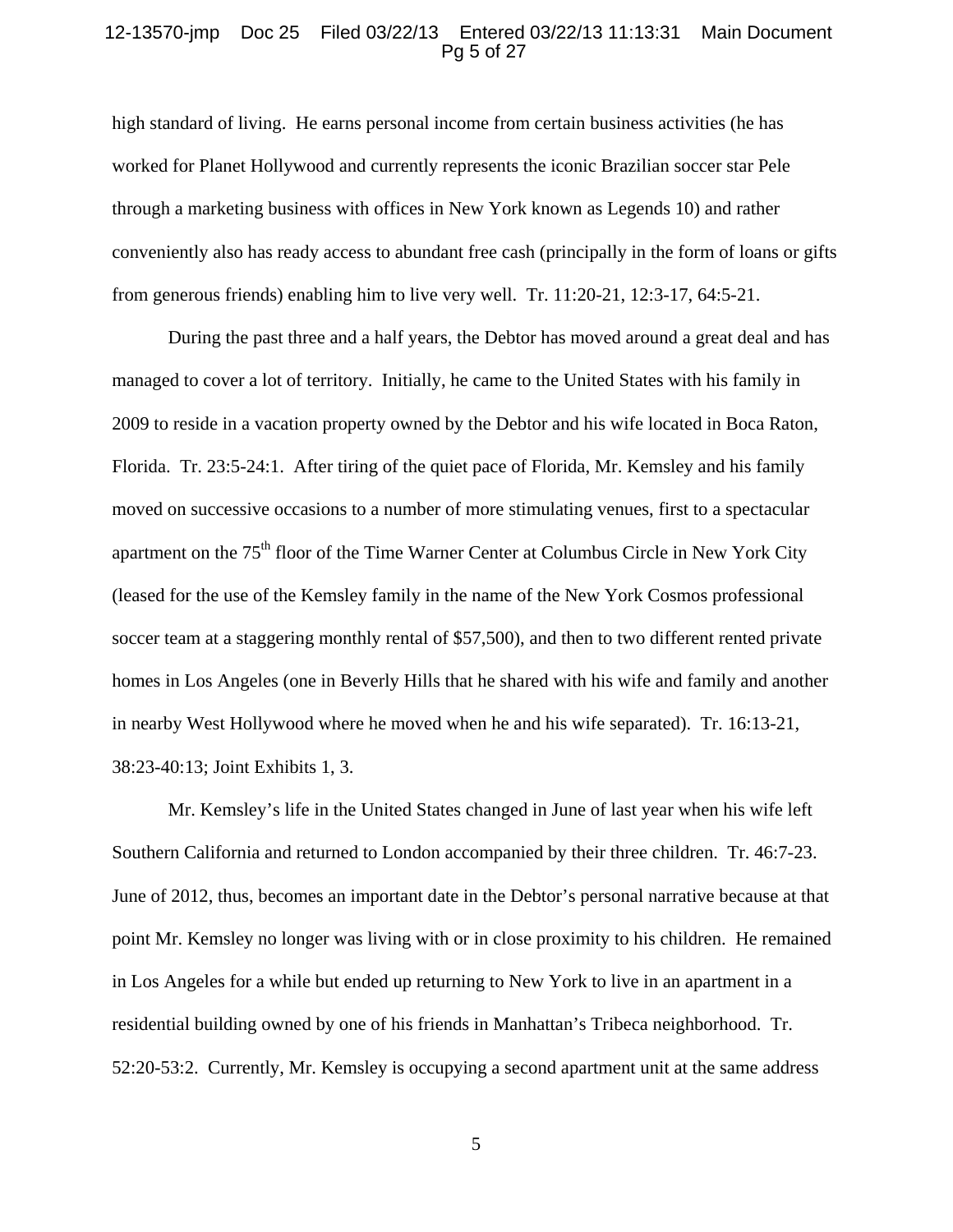high standard of living. He earns personal income from certain business activities (he has worked for Planet Hollywood and currently represents the iconic Brazilian soccer star Pele through a marketing business with offices in New York known as Legends 10) and rather conveniently also has ready access to abundant free cash (principally in the form of loans or gifts from generous friends) enabling him to live very well. Tr. 11:20-21, 12:3-17, 64:5-21.

During the past three and a half years, the Debtor has moved around a great deal and has managed to cover a lot of territory. Initially, he came to the United States with his family in 2009 to reside in a vacation property owned by the Debtor and his wife located in Boca Raton, Florida. Tr. 23:5-24:1. After tiring of the quiet pace of Florida, Mr. Kemsley and his family moved on successive occasions to a number of more stimulating venues, first to a spectacular apartment on the 75th floor of the Time Warner Center at Columbus Circle in New York City (leased for the use of the Kemsley family in the name of the New York Cosmos professional soccer team at a staggering monthly rental of $57,500), and then to two different rented private homes in Los Angeles (one in Beverly Hills that he shared with his wife and family and another in nearby West Hollywood where he moved when he and his wife separated). Tr. 16:13-21, 38:23-40:13; Joint Exhibits 1, 3.

Mr. Kemsley's life in the United States changed in June of last year when his wife left Southern California and returned to London accompanied by their three children. Tr. 46:7-23. June of 2012, thus, becomes an important date in the Debtor's personal narrative because at that point Mr. Kemsley no longer was living with or in close proximity to his children. He remained in Los Angeles for a while but ended up returning to New York to live in an apartment in a residential building owned by one of his friends in Manhattan's Tribeca neighborhood. Tr. 52:20-53:2. Currently, Mr. Kemsley is occupying a second apartment unit at the same address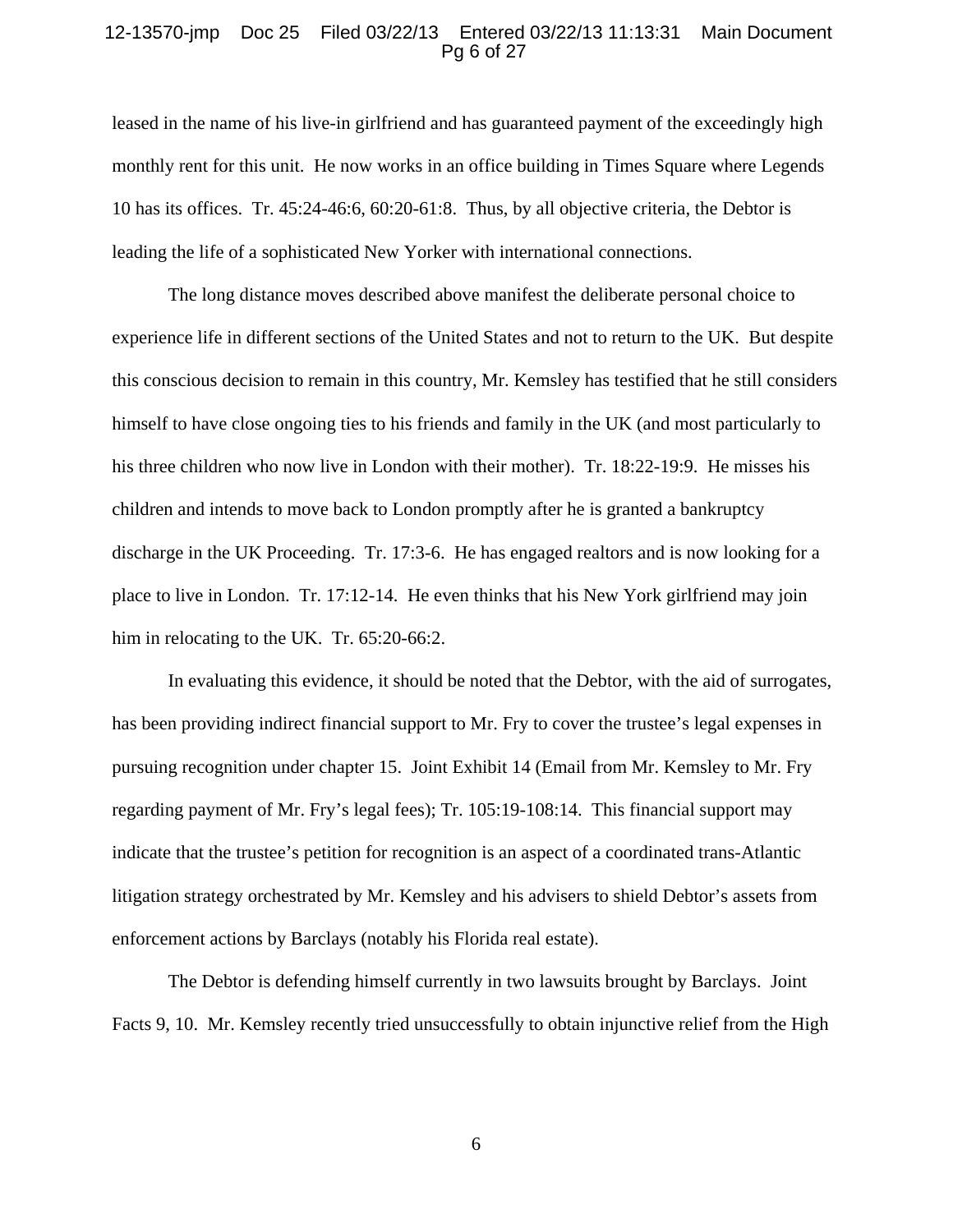leased in the name of his live-in girlfriend and has guaranteed payment of the exceedingly high monthly rent for this unit. He now works in an office building in Times Square where Legends 10 has its offices. Tr. 45:24-46:6, 60:20-61:8. Thus, by all objective criteria, the Debtor is leading the life of a sophisticated New Yorker with international connections.

The long distance moves described above manifest the deliberate personal choice to experience life in different sections of the United States and not to return to the UK. But despite this conscious decision to remain in this country, Mr. Kemsley has testified that he still considers himself to have close ongoing ties to his friends and family in the UK (and most particularly to his three children who now live in London with their mother). Tr. 18:22-19:9. He misses his children and intends to move back to London promptly after he is granted a bankruptcy discharge in the UK Proceeding. Tr. 17:3-6. He has engaged realtors and is now looking for a place to live in London. Tr. 17:12-14. He even thinks that his New York girlfriend may join him in relocating to the UK. Tr. 65:20-66:2.

In evaluating this evidence, it should be noted that the Debtor, with the aid of surrogates, has been providing indirect financial support to Mr. Fry to cover the trustee's legal expenses in pursuing recognition under chapter 15. Joint Exhibit 14 (Email from Mr. Kemsley to Mr. Fry regarding payment of Mr. Fry's legal fees); Tr. 105:19-108:14. This financial support may indicate that the trustee's petition for recognition is an aspect of a coordinated trans-Atlantic litigation strategy orchestrated by Mr. Kemsley and his advisers to shield Debtor's assets from enforcement actions by Barclays (notably his Florida real estate).

The Debtor is defending himself currently in two lawsuits brought by Barclays. Joint Facts 9, 10. Mr. Kemsley recently tried unsuccessfully to obtain injunctive relief from the High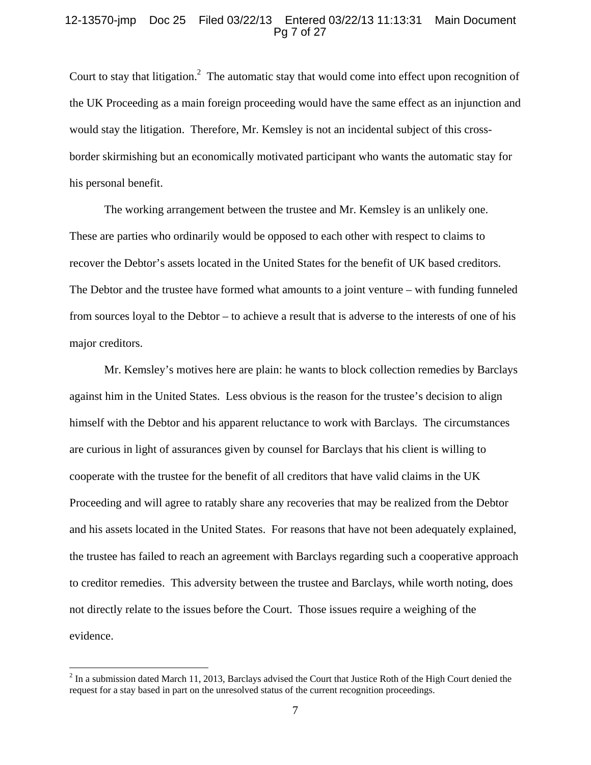Court to stay that litigation.[2] The automatic stay that would come into effect upon recognition of the UK Proceeding as a main foreign proceeding would have the same effect as an injunction and would stay the litigation. Therefore, Mr. Kemsley is not an incidental subject of this cross-border skirmishing but an economically motivated participant who wants the automatic stay for his personal benefit.

The working arrangement between the trustee and Mr. Kemsley is an unlikely one. These are parties who ordinarily would be opposed to each other with respect to claims to recover the Debtor's assets located in the United States for the benefit of UK based creditors. The Debtor and the trustee have formed what amounts to a joint venture – with funding funneled from sources loyal to the Debtor – to achieve a result that is adverse to the interests of one of his major creditors.

Mr. Kemsley's motives here are plain: he wants to block collection remedies by Barclays against him in the United States. Less obvious is the reason for the trustee's decision to align himself with the Debtor and his apparent reluctance to work with Barclays. The circumstances are curious in light of assurances given by counsel for Barclays that his client is willing to cooperate with the trustee for the benefit of all creditors that have valid claims in the UK Proceeding and will agree to ratably share any recoveries that may be realized from the Debtor and his assets located in the United States. For reasons that have not been adequately explained, the trustee has failed to reach an agreement with Barclays regarding such a cooperative approach to creditor remedies. This adversity between the trustee and Barclays, while worth noting, does not directly relate to the issues before the Court. Those issues require a weighing of the evidence.

[2] In a submission dated March 11, 2013, Barclays advised the Court that Justice Roth of the High Court denied the request for a stay based in part on the unresolved status of the current recognition proceedings.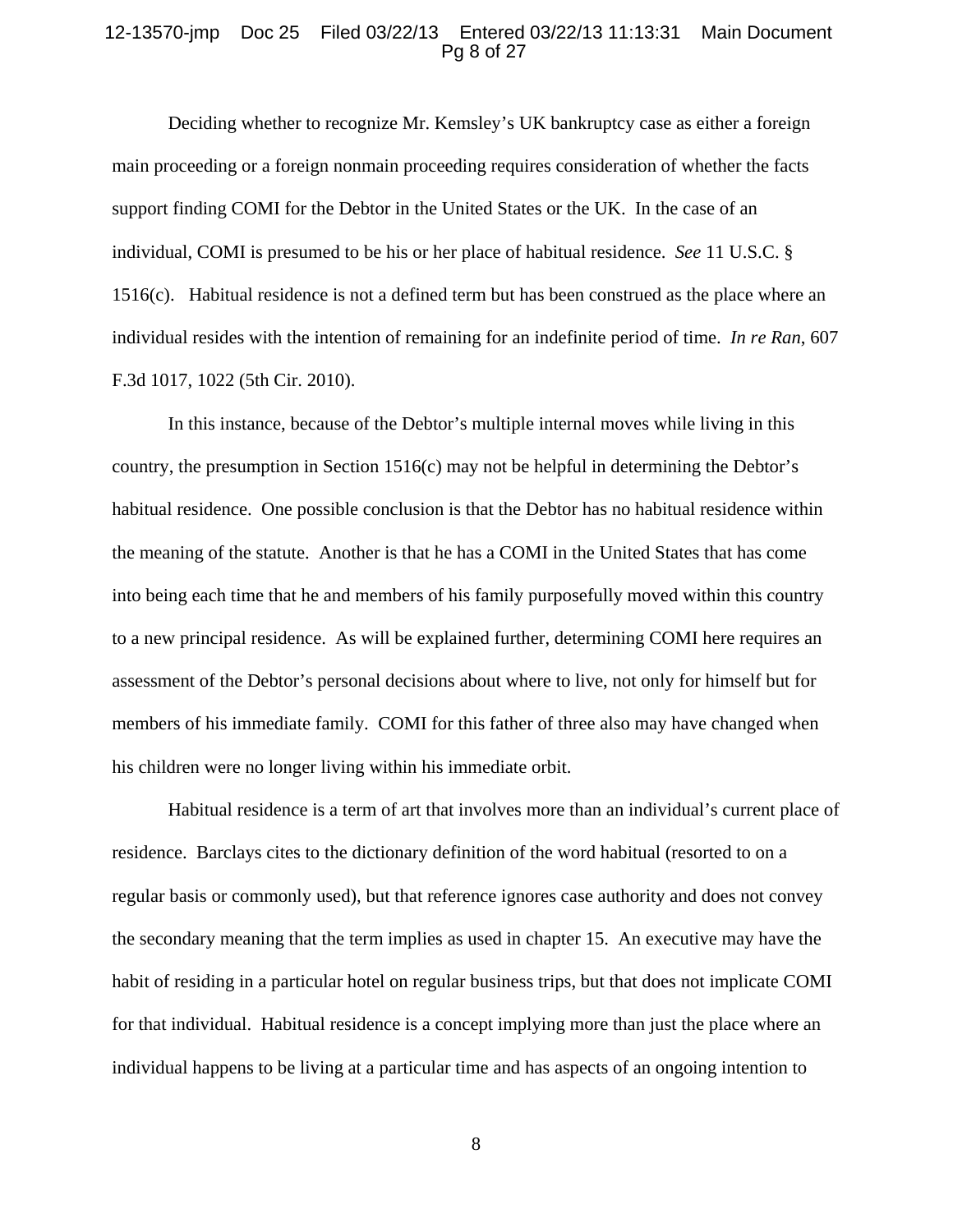Deciding whether to recognize Mr. Kemsley's UK bankruptcy case as either a foreign main proceeding or a foreign nonmain proceeding requires consideration of whether the facts support finding COMI for the Debtor in the United States or the UK. In the case of an individual, COMI is presumed to be his or her place of habitual residence. *See* 11 U.S.C. § 1516(c). Habitual residence is not a defined term but has been construed as the place where an individual resides with the intention of remaining for an indefinite period of time. *In re Ran*, 607 F.3d 1017, 1022 (5th Cir. 2010).

In this instance, because of the Debtor's multiple internal moves while living in this country, the presumption in Section 1516(c) may not be helpful in determining the Debtor's habitual residence. One possible conclusion is that the Debtor has no habitual residence within the meaning of the statute. Another is that he has a COMI in the United States that has come into being each time that he and members of his family purposefully moved within this country to a new principal residence. As will be explained further, determining COMI here requires an assessment of the Debtor's personal decisions about where to live, not only for himself but for members of his immediate family. COMI for this father of three also may have changed when his children were no longer living within his immediate orbit.

Habitual residence is a term of art that involves more than an individual's current place of residence. Barclays cites to the dictionary definition of the word habitual (resorted to on a regular basis or commonly used), but that reference ignores case authority and does not convey the secondary meaning that the term implies as used in chapter 15. An executive may have the habit of residing in a particular hotel on regular business trips, but that does not implicate COMI for that individual. Habitual residence is a concept implying more than just the place where an individual happens to be living at a particular time and has aspects of an ongoing intention to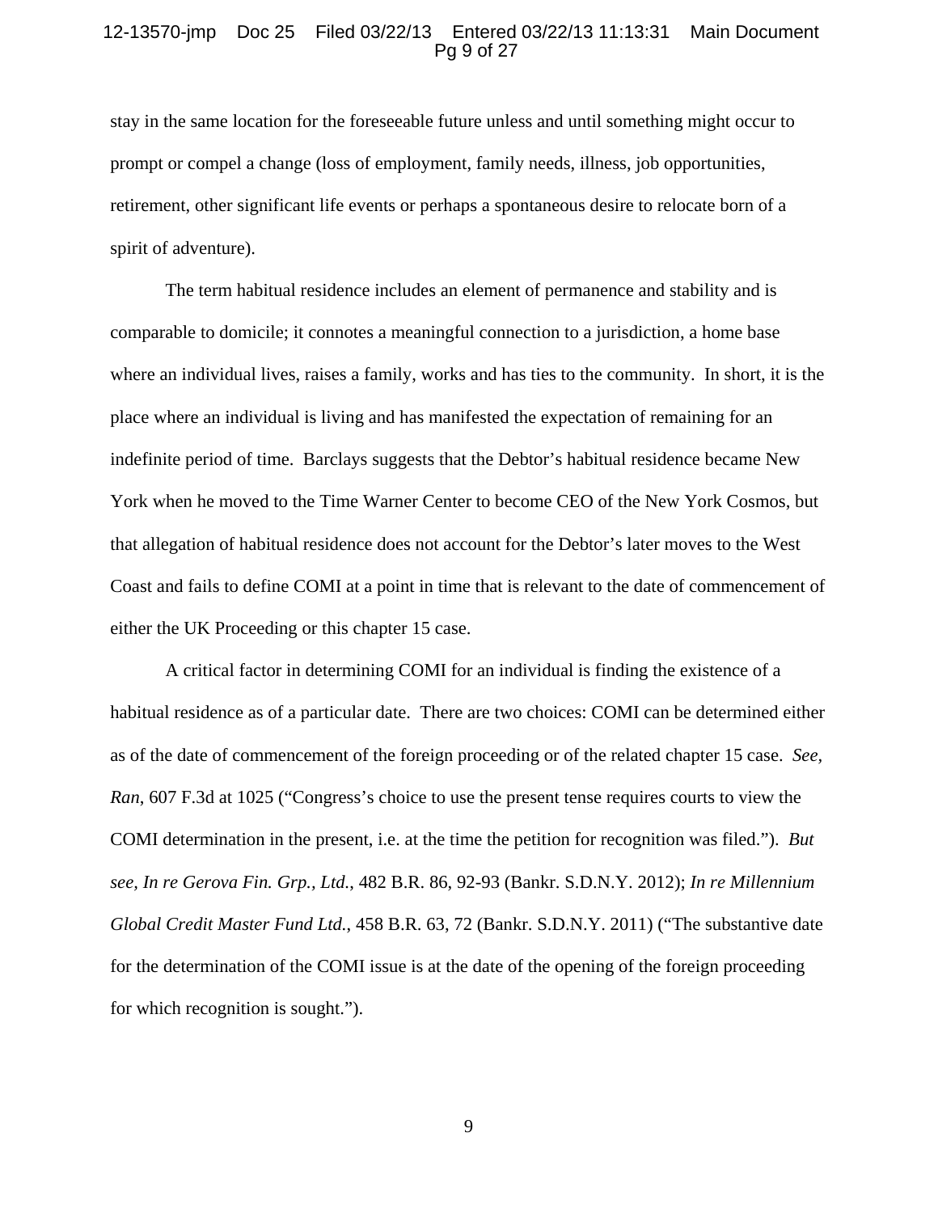stay in the same location for the foreseeable future unless and until something might occur to prompt or compel a change (loss of employment, family needs, illness, job opportunities, retirement, other significant life events or perhaps a spontaneous desire to relocate born of a spirit of adventure).

The term habitual residence includes an element of permanence and stability and is comparable to domicile; it connotes a meaningful connection to a jurisdiction, a home base where an individual lives, raises a family, works and has ties to the community. In short, it is the place where an individual is living and has manifested the expectation of remaining for an indefinite period of time. Barclays suggests that the Debtor's habitual residence became New York when he moved to the Time Warner Center to become CEO of the New York Cosmos, but that allegation of habitual residence does not account for the Debtor's later moves to the West Coast and fails to define COMI at a point in time that is relevant to the date of commencement of either the UK Proceeding or this chapter 15 case.

A critical factor in determining COMI for an individual is finding the existence of a habitual residence as of a particular date. There are two choices: COMI can be determined either as of the date of commencement of the foreign proceeding or of the related chapter 15 case. *See, Ran*, 607 F.3d at 1025 ("Congress's choice to use the present tense requires courts to view the COMI determination in the present, i.e. at the time the petition for recognition was filed."). *But see, In re Gerova Fin. Grp., Ltd.*, 482 B.R. 86, 92-93 (Bankr. S.D.N.Y. 2012); *In re Millennium Global Credit Master Fund Ltd.*, 458 B.R. 63, 72 (Bankr. S.D.N.Y. 2011) ("The substantive date for the determination of the COMI issue is at the date of the opening of the foreign proceeding for which recognition is sought.").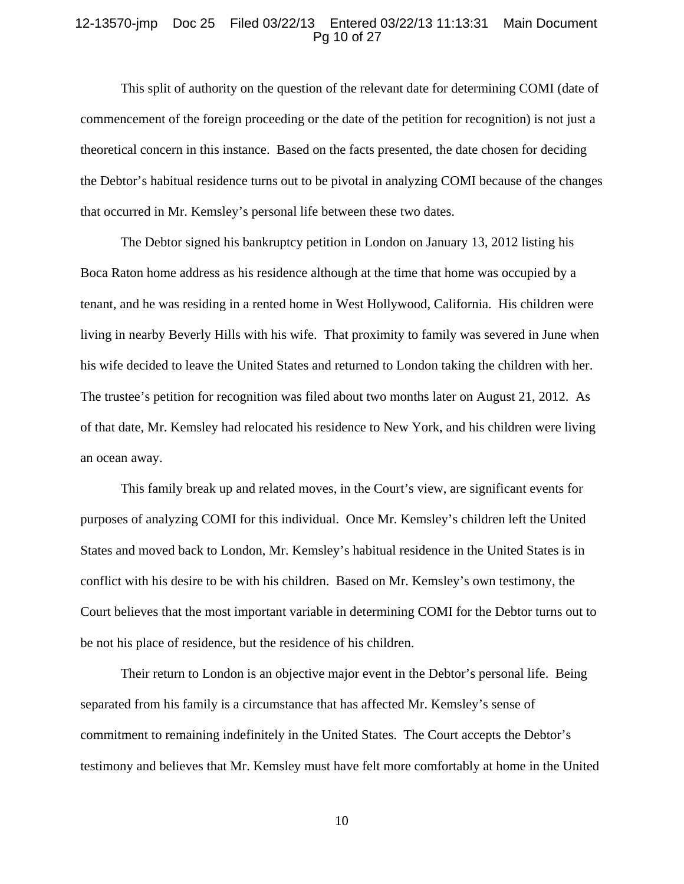This split of authority on the question of the relevant date for determining COMI (date of commencement of the foreign proceeding or the date of the petition for recognition) is not just a theoretical concern in this instance. Based on the facts presented, the date chosen for deciding the Debtor's habitual residence turns out to be pivotal in analyzing COMI because of the changes that occurred in Mr. Kemsley's personal life between these two dates.

The Debtor signed his bankruptcy petition in London on January 13, 2012 listing his Boca Raton home address as his residence although at the time that home was occupied by a tenant, and he was residing in a rented home in West Hollywood, California. His children were living in nearby Beverly Hills with his wife. That proximity to family was severed in June when his wife decided to leave the United States and returned to London taking the children with her. The trustee's petition for recognition was filed about two months later on August 21, 2012. As of that date, Mr. Kemsley had relocated his residence to New York, and his children were living an ocean away.

This family break up and related moves, in the Court's view, are significant events for purposes of analyzing COMI for this individual. Once Mr. Kemsley's children left the United States and moved back to London, Mr. Kemsley's habitual residence in the United States is in conflict with his desire to be with his children. Based on Mr. Kemsley's own testimony, the Court believes that the most important variable in determining COMI for the Debtor turns out to be not his place of residence, but the residence of his children.

Their return to London is an objective major event in the Debtor's personal life. Being separated from his family is a circumstance that has affected Mr. Kemsley's sense of commitment to remaining indefinitely in the United States. The Court accepts the Debtor's testimony and believes that Mr. Kemsley must have felt more comfortably at home in the United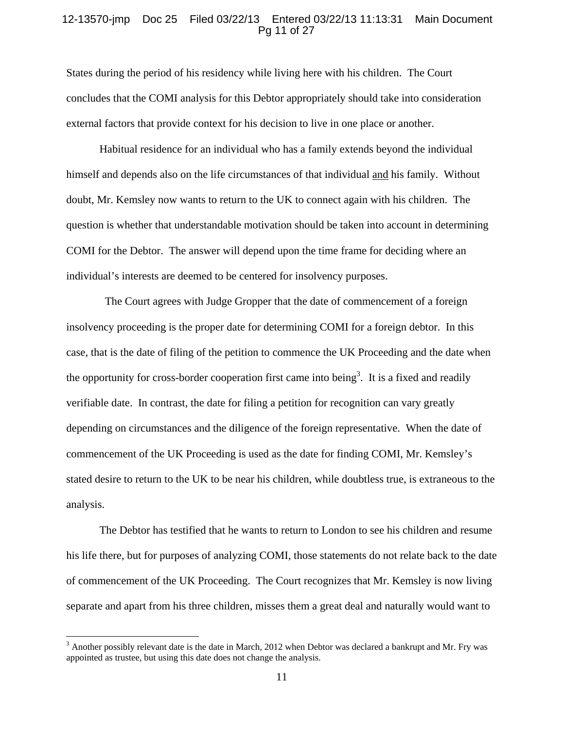States during the period of his residency while living here with his children. The Court concludes that the COMI analysis for this Debtor appropriately should take into consideration external factors that provide context for his decision to live in one place or another.

Habitual residence for an individual who has a family extends beyond the individual himself and depends also on the life circumstances of that individual <u>and</u> his family. Without doubt, Mr. Kemsley now wants to return to the UK to connect again with his children. The question is whether that understandable motivation should be taken into account in determining COMI for the Debtor. The answer will depend upon the time frame for deciding where an individual's interests are deemed to be centered for insolvency purposes.

The Court agrees with Judge Gropper that the date of commencement of a foreign insolvency proceeding is the proper date for determining COMI for a foreign debtor. In this case, that is the date of filing of the petition to commence the UK Proceeding and the date when the opportunity for cross-border cooperation first came into being[3]. It is a fixed and readily verifiable date. In contrast, the date for filing a petition for recognition can vary greatly depending on circumstances and the diligence of the foreign representative. When the date of commencement of the UK Proceeding is used as the date for finding COMI, Mr. Kemsley's stated desire to return to the UK to be near his children, while doubtless true, is extraneous to the analysis.

The Debtor has testified that he wants to return to London to see his children and resume his life there, but for purposes of analyzing COMI, those statements do not relate back to the date of commencement of the UK Proceeding. The Court recognizes that Mr. Kemsley is now living separate and apart from his three children, misses them a great deal and naturally would want to

---

[3] Another possibly relevant date is the date in March, 2012 when Debtor was declared a bankrupt and Mr. Fry was appointed as trustee, but using this date does not change the analysis.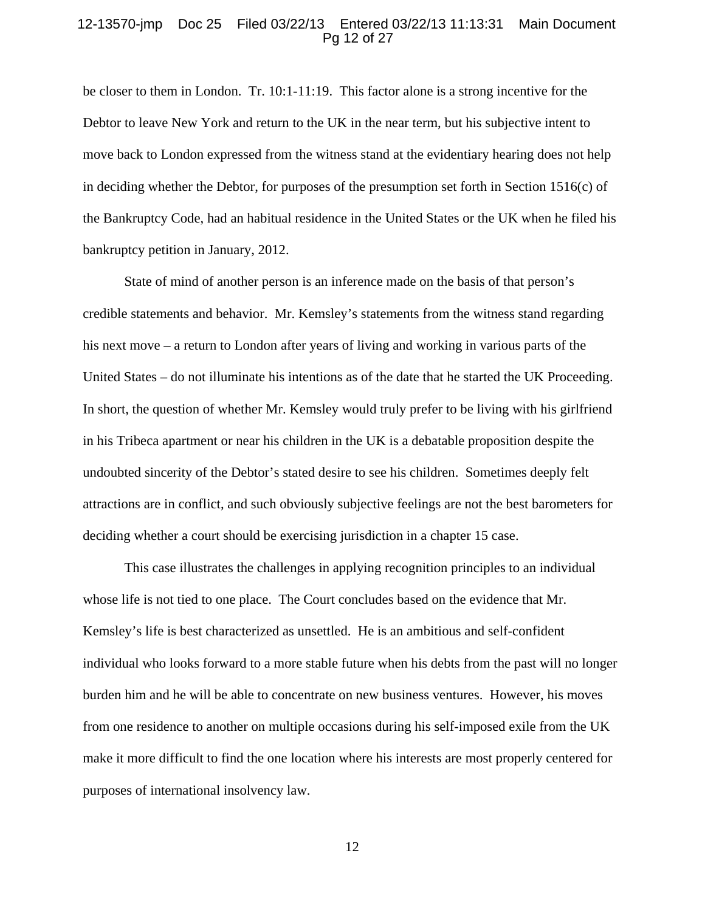be closer to them in London. Tr. 10:1-11:19. This factor alone is a strong incentive for the Debtor to leave New York and return to the UK in the near term, but his subjective intent to move back to London expressed from the witness stand at the evidentiary hearing does not help in deciding whether the Debtor, for purposes of the presumption set forth in Section 1516(c) of the Bankruptcy Code, had an habitual residence in the United States or the UK when he filed his bankruptcy petition in January, 2012.

State of mind of another person is an inference made on the basis of that person's credible statements and behavior. Mr. Kemsley's statements from the witness stand regarding his next move – a return to London after years of living and working in various parts of the United States – do not illuminate his intentions as of the date that he started the UK Proceeding. In short, the question of whether Mr. Kemsley would truly prefer to be living with his girlfriend in his Tribeca apartment or near his children in the UK is a debatable proposition despite the undoubted sincerity of the Debtor's stated desire to see his children. Sometimes deeply felt attractions are in conflict, and such obviously subjective feelings are not the best barometers for deciding whether a court should be exercising jurisdiction in a chapter 15 case.

This case illustrates the challenges in applying recognition principles to an individual whose life is not tied to one place. The Court concludes based on the evidence that Mr. Kemsley's life is best characterized as unsettled. He is an ambitious and self-confident individual who looks forward to a more stable future when his debts from the past will no longer burden him and he will be able to concentrate on new business ventures. However, his moves from one residence to another on multiple occasions during his self-imposed exile from the UK make it more difficult to find the one location where his interests are most properly centered for purposes of international insolvency law.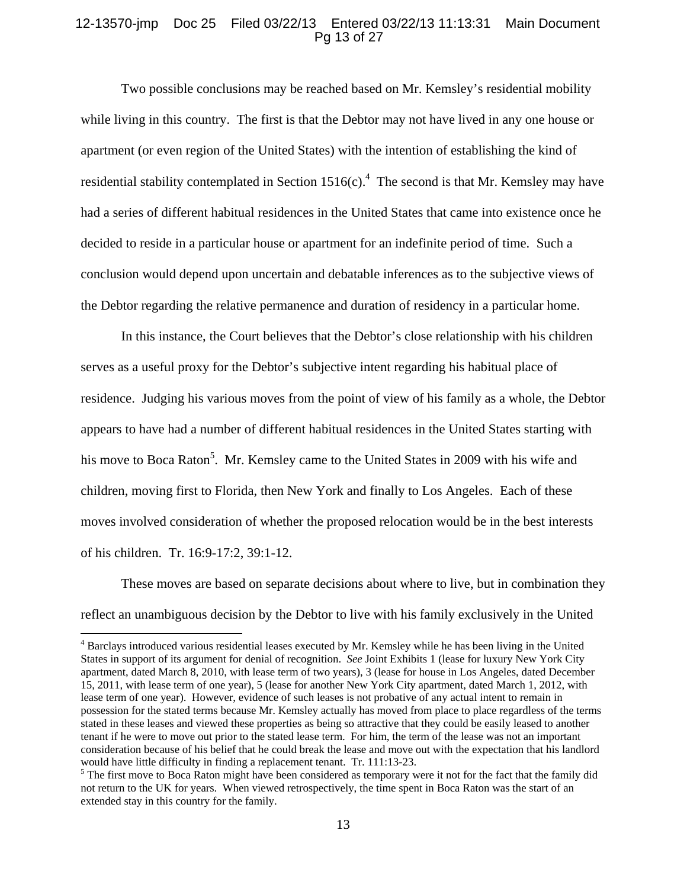Two possible conclusions may be reached based on Mr. Kemsley's residential mobility while living in this country. The first is that the Debtor may not have lived in any one house or apartment (or even region of the United States) with the intention of establishing the kind of residential stability contemplated in Section 1516(c).[4] The second is that Mr. Kemsley may have had a series of different habitual residences in the United States that came into existence once he decided to reside in a particular house or apartment for an indefinite period of time. Such a conclusion would depend upon uncertain and debatable inferences as to the subjective views of the Debtor regarding the relative permanence and duration of residency in a particular home.

In this instance, the Court believes that the Debtor's close relationship with his children serves as a useful proxy for the Debtor's subjective intent regarding his habitual place of residence. Judging his various moves from the point of view of his family as a whole, the Debtor appears to have had a number of different habitual residences in the United States starting with his move to Boca Raton[5]. Mr. Kemsley came to the United States in 2009 with his wife and children, moving first to Florida, then New York and finally to Los Angeles. Each of these moves involved consideration of whether the proposed relocation would be in the best interests of his children. Tr. 16:9-17:2, 39:1-12.

These moves are based on separate decisions about where to live, but in combination they reflect an unambiguous decision by the Debtor to live with his family exclusively in the United

---

[4] Barclays introduced various residential leases executed by Mr. Kemsley while he has been living in the United States in support of its argument for denial of recognition. *See* Joint Exhibits 1 (lease for luxury New York City apartment, dated March 8, 2010, with lease term of two years), 3 (lease for house in Los Angeles, dated December 15, 2011, with lease term of one year), 5 (lease for another New York City apartment, dated March 1, 2012, with lease term of one year). However, evidence of such leases is not probative of any actual intent to remain in possession for the stated terms because Mr. Kemsley actually has moved from place to place regardless of the terms stated in these leases and viewed these properties as being so attractive that they could be easily leased to another tenant if he were to move out prior to the stated lease term. For him, the term of the lease was not an important consideration because of his belief that he could break the lease and move out with the expectation that his landlord would have little difficulty in finding a replacement tenant. Tr. 111:13-23.

[5] The first move to Boca Raton might have been considered as temporary were it not for the fact that the family did not return to the UK for years. When viewed retrospectively, the time spent in Boca Raton was the start of an extended stay in this country for the family.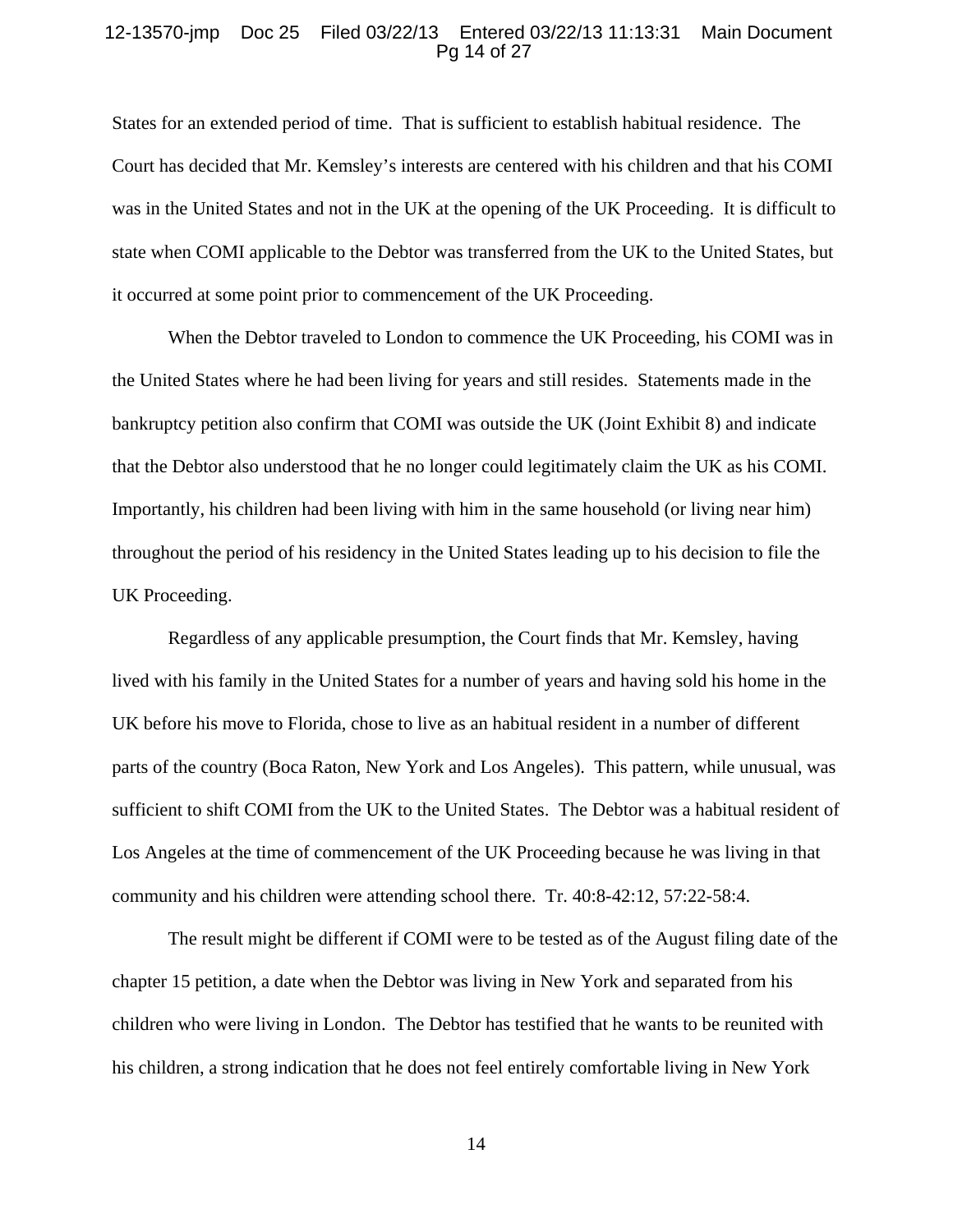States for an extended period of time. That is sufficient to establish habitual residence. The Court has decided that Mr. Kemsley's interests are centered with his children and that his COMI was in the United States and not in the UK at the opening of the UK Proceeding. It is difficult to state when COMI applicable to the Debtor was transferred from the UK to the United States, but it occurred at some point prior to commencement of the UK Proceeding.

When the Debtor traveled to London to commence the UK Proceeding, his COMI was in the United States where he had been living for years and still resides. Statements made in the bankruptcy petition also confirm that COMI was outside the UK (Joint Exhibit 8) and indicate that the Debtor also understood that he no longer could legitimately claim the UK as his COMI. Importantly, his children had been living with him in the same household (or living near him) throughout the period of his residency in the United States leading up to his decision to file the UK Proceeding.

Regardless of any applicable presumption, the Court finds that Mr. Kemsley, having lived with his family in the United States for a number of years and having sold his home in the UK before his move to Florida, chose to live as an habitual resident in a number of different parts of the country (Boca Raton, New York and Los Angeles). This pattern, while unusual, was sufficient to shift COMI from the UK to the United States. The Debtor was a habitual resident of Los Angeles at the time of commencement of the UK Proceeding because he was living in that community and his children were attending school there. Tr. 40:8-42:12, 57:22-58:4.

The result might be different if COMI were to be tested as of the August filing date of the chapter 15 petition, a date when the Debtor was living in New York and separated from his children who were living in London. The Debtor has testified that he wants to be reunited with his children, a strong indication that he does not feel entirely comfortable living in New York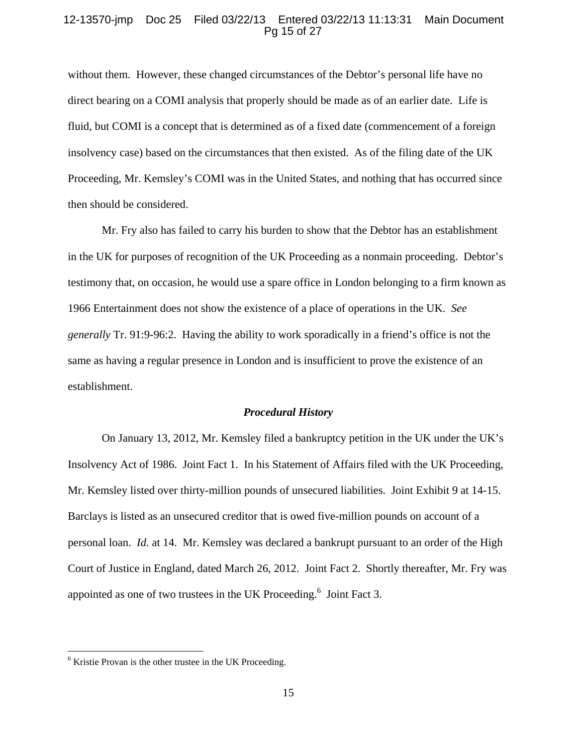without them. However, these changed circumstances of the Debtor's personal life have no direct bearing on a COMI analysis that properly should be made as of an earlier date. Life is fluid, but COMI is a concept that is determined as of a fixed date (commencement of a foreign insolvency case) based on the circumstances that then existed. As of the filing date of the UK Proceeding, Mr. Kemsley's COMI was in the United States, and nothing that has occurred since then should be considered.

Mr. Fry also has failed to carry his burden to show that the Debtor has an establishment in the UK for purposes of recognition of the UK Proceeding as a nonmain proceeding. Debtor's testimony that, on occasion, he would use a spare office in London belonging to a firm known as 1966 Entertainment does not show the existence of a place of operations in the UK. *See generally* Tr. 91:9-96:2. Having the ability to work sporadically in a friend's office is not the same as having a regular presence in London and is insufficient to prove the existence of an establishment.

***Procedural History***

On January 13, 2012, Mr. Kemsley filed a bankruptcy petition in the UK under the UK's Insolvency Act of 1986. Joint Fact 1. In his Statement of Affairs filed with the UK Proceeding, Mr. Kemsley listed over thirty-million pounds of unsecured liabilities. Joint Exhibit 9 at 14-15. Barclays is listed as an unsecured creditor that is owed five-million pounds on account of a personal loan. *Id.* at 14. Mr. Kemsley was declared a bankrupt pursuant to an order of the High Court of Justice in England, dated March 26, 2012. Joint Fact 2. Shortly thereafter, Mr. Fry was appointed as one of two trustees in the UK Proceeding.[6] Joint Fact 3.

---

[6] Kristie Provan is the other trustee in the UK Proceeding.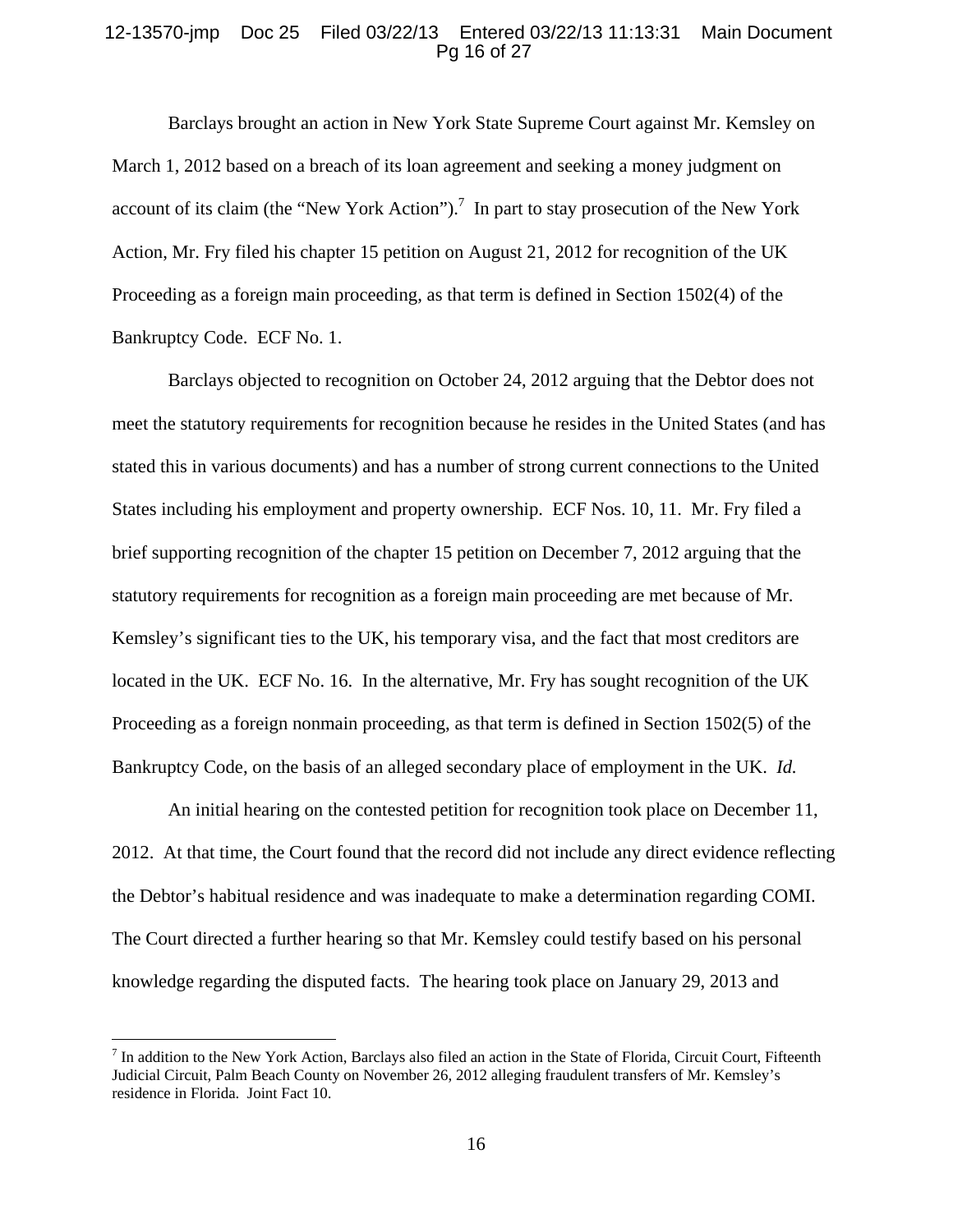Barclays brought an action in New York State Supreme Court against Mr. Kemsley on March 1, 2012 based on a breach of its loan agreement and seeking a money judgment on account of its claim (the "New York Action").[7] In part to stay prosecution of the New York Action, Mr. Fry filed his chapter 15 petition on August 21, 2012 for recognition of the UK Proceeding as a foreign main proceeding, as that term is defined in Section 1502(4) of the Bankruptcy Code. ECF No. 1.

Barclays objected to recognition on October 24, 2012 arguing that the Debtor does not meet the statutory requirements for recognition because he resides in the United States (and has stated this in various documents) and has a number of strong current connections to the United States including his employment and property ownership. ECF Nos. 10, 11. Mr. Fry filed a brief supporting recognition of the chapter 15 petition on December 7, 2012 arguing that the statutory requirements for recognition as a foreign main proceeding are met because of Mr. Kemsley's significant ties to the UK, his temporary visa, and the fact that most creditors are located in the UK. ECF No. 16. In the alternative, Mr. Fry has sought recognition of the UK Proceeding as a foreign nonmain proceeding, as that term is defined in Section 1502(5) of the Bankruptcy Code, on the basis of an alleged secondary place of employment in the UK. *Id.*

An initial hearing on the contested petition for recognition took place on December 11, 2012. At that time, the Court found that the record did not include any direct evidence reflecting the Debtor's habitual residence and was inadequate to make a determination regarding COMI. The Court directed a further hearing so that Mr. Kemsley could testify based on his personal knowledge regarding the disputed facts. The hearing took place on January 29, 2013 and

---

[7] In addition to the New York Action, Barclays also filed an action in the State of Florida, Circuit Court, Fifteenth Judicial Circuit, Palm Beach County on November 26, 2012 alleging fraudulent transfers of Mr. Kemsley's residence in Florida. Joint Fact 10.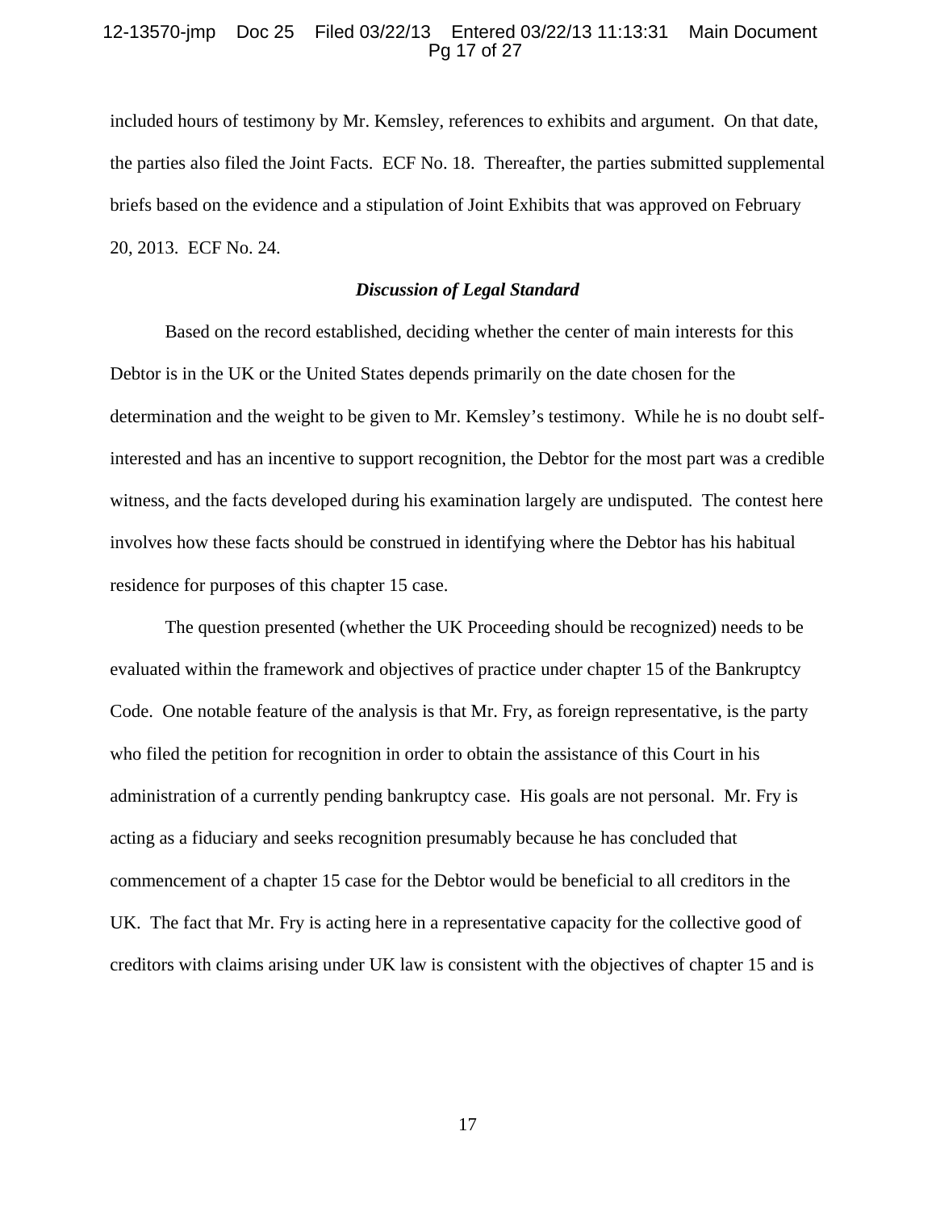included hours of testimony by Mr. Kemsley, references to exhibits and argument. On that date, the parties also filed the Joint Facts. ECF No. 18. Thereafter, the parties submitted supplemental briefs based on the evidence and a stipulation of Joint Exhibits that was approved on February 20, 2013. ECF No. 24.

***Discussion of Legal Standard***

Based on the record established, deciding whether the center of main interests for this Debtor is in the UK or the United States depends primarily on the date chosen for the determination and the weight to be given to Mr. Kemsley's testimony. While he is no doubt self-interested and has an incentive to support recognition, the Debtor for the most part was a credible witness, and the facts developed during his examination largely are undisputed. The contest here involves how these facts should be construed in identifying where the Debtor has his habitual residence for purposes of this chapter 15 case.

The question presented (whether the UK Proceeding should be recognized) needs to be evaluated within the framework and objectives of practice under chapter 15 of the Bankruptcy Code. One notable feature of the analysis is that Mr. Fry, as foreign representative, is the party who filed the petition for recognition in order to obtain the assistance of this Court in his administration of a currently pending bankruptcy case. His goals are not personal. Mr. Fry is acting as a fiduciary and seeks recognition presumably because he has concluded that commencement of a chapter 15 case for the Debtor would be beneficial to all creditors in the UK. The fact that Mr. Fry is acting here in a representative capacity for the collective good of creditors with claims arising under UK law is consistent with the objectives of chapter 15 and is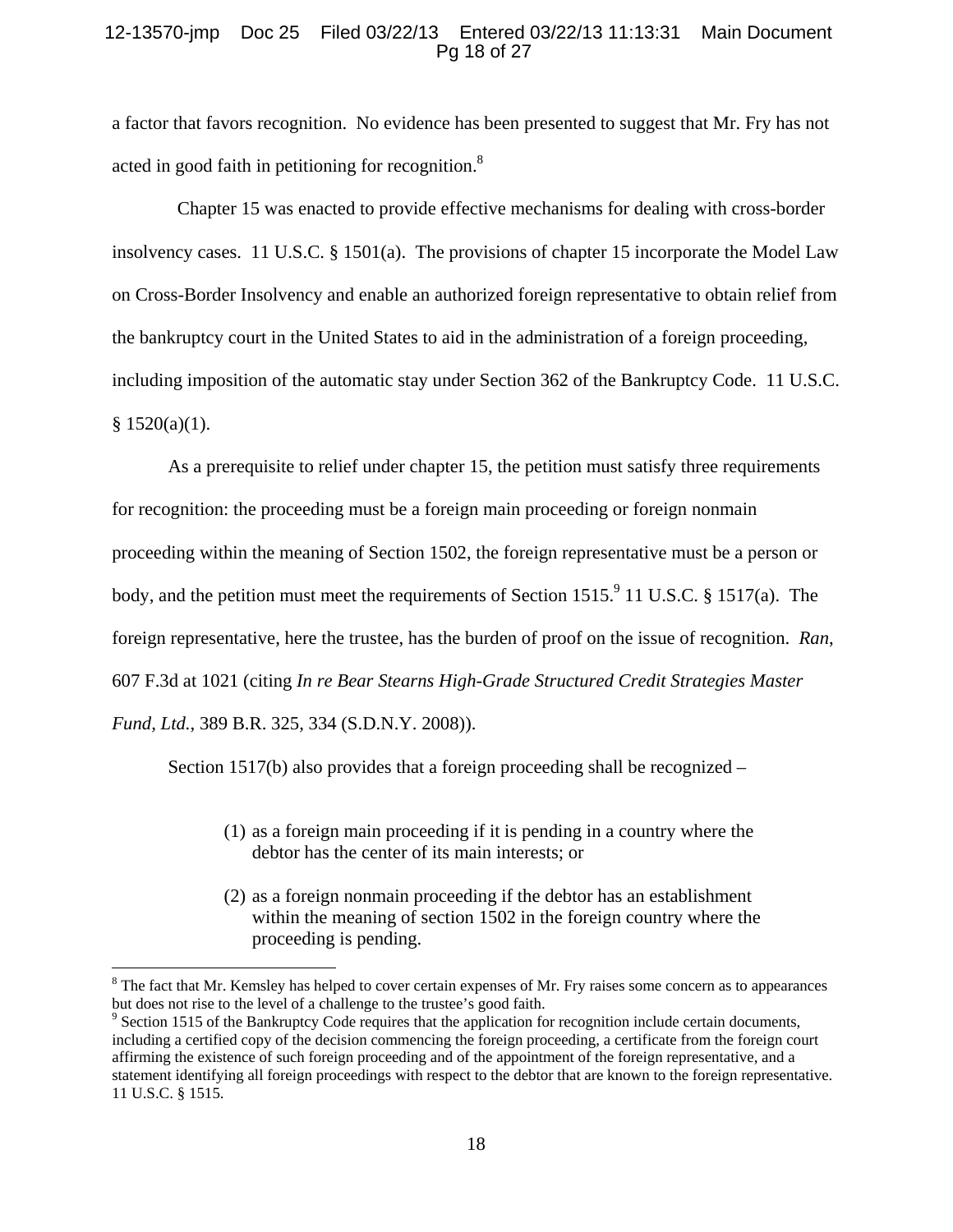a factor that favors recognition. No evidence has been presented to suggest that Mr. Fry has not acted in good faith in petitioning for recognition.[8]

Chapter 15 was enacted to provide effective mechanisms for dealing with cross-border insolvency cases. 11 U.S.C. § 1501(a). The provisions of chapter 15 incorporate the Model Law on Cross-Border Insolvency and enable an authorized foreign representative to obtain relief from the bankruptcy court in the United States to aid in the administration of a foreign proceeding, including imposition of the automatic stay under Section 362 of the Bankruptcy Code. 11 U.S.C. § 1520(a)(1).

As a prerequisite to relief under chapter 15, the petition must satisfy three requirements for recognition: the proceeding must be a foreign main proceeding or foreign nonmain proceeding within the meaning of Section 1502, the foreign representative must be a person or body, and the petition must meet the requirements of Section 1515.[9] 11 U.S.C. § 1517(a). The foreign representative, here the trustee, has the burden of proof on the issue of recognition. *Ran*, 607 F.3d at 1021 (citing *In re Bear Stearns High-Grade Structured Credit Strategies Master Fund, Ltd.*, 389 B.R. 325, 334 (S.D.N.Y. 2008)).

Section 1517(b) also provides that a foreign proceeding shall be recognized –

> (1) as a foreign main proceeding if it is pending in a country where the debtor has the center of its main interests; or
>
> (2) as a foreign nonmain proceeding if the debtor has an establishment within the meaning of section 1502 in the foreign country where the proceeding is pending.

---

[8] The fact that Mr. Kemsley has helped to cover certain expenses of Mr. Fry raises some concern as to appearances but does not rise to the level of a challenge to the trustee's good faith.

[9] Section 1515 of the Bankruptcy Code requires that the application for recognition include certain documents, including a certified copy of the decision commencing the foreign proceeding, a certificate from the foreign court affirming the existence of such foreign proceeding and of the appointment of the foreign representative, and a statement identifying all foreign proceedings with respect to the debtor that are known to the foreign representative. 11 U.S.C. § 1515.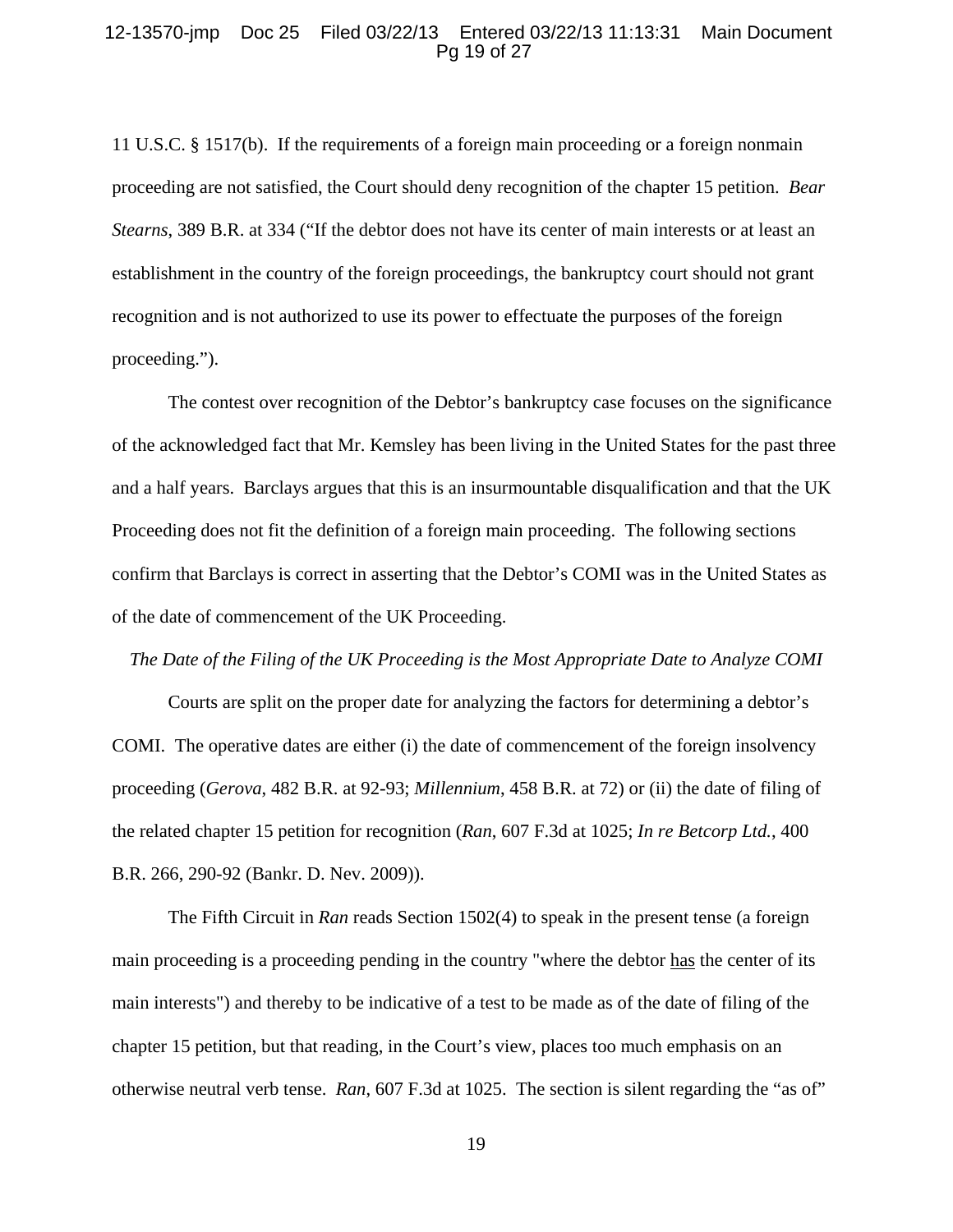11 U.S.C. § 1517(b). If the requirements of a foreign main proceeding or a foreign nonmain proceeding are not satisfied, the Court should deny recognition of the chapter 15 petition. *Bear Stearns*, 389 B.R. at 334 ("If the debtor does not have its center of main interests or at least an establishment in the country of the foreign proceedings, the bankruptcy court should not grant recognition and is not authorized to use its power to effectuate the purposes of the foreign proceeding.").

The contest over recognition of the Debtor's bankruptcy case focuses on the significance of the acknowledged fact that Mr. Kemsley has been living in the United States for the past three and a half years. Barclays argues that this is an insurmountable disqualification and that the UK Proceeding does not fit the definition of a foreign main proceeding. The following sections confirm that Barclays is correct in asserting that the Debtor's COMI was in the United States as of the date of commencement of the UK Proceeding.

*The Date of the Filing of the UK Proceeding is the Most Appropriate Date to Analyze COMI*

Courts are split on the proper date for analyzing the factors for determining a debtor's COMI. The operative dates are either (i) the date of commencement of the foreign insolvency proceeding (*Gerova*, 482 B.R. at 92-93; *Millennium*, 458 B.R. at 72) or (ii) the date of filing of the related chapter 15 petition for recognition (*Ran*, 607 F.3d at 1025; *In re Betcorp Ltd.*, 400 B.R. 266, 290-92 (Bankr. D. Nev. 2009)).

The Fifth Circuit in *Ran* reads Section 1502(4) to speak in the present tense (a foreign main proceeding is a proceeding pending in the country "where the debtor <u>has</u> the center of its main interests") and thereby to be indicative of a test to be made as of the date of filing of the chapter 15 petition, but that reading, in the Court's view, places too much emphasis on an otherwise neutral verb tense. *Ran*, 607 F.3d at 1025. The section is silent regarding the "as of"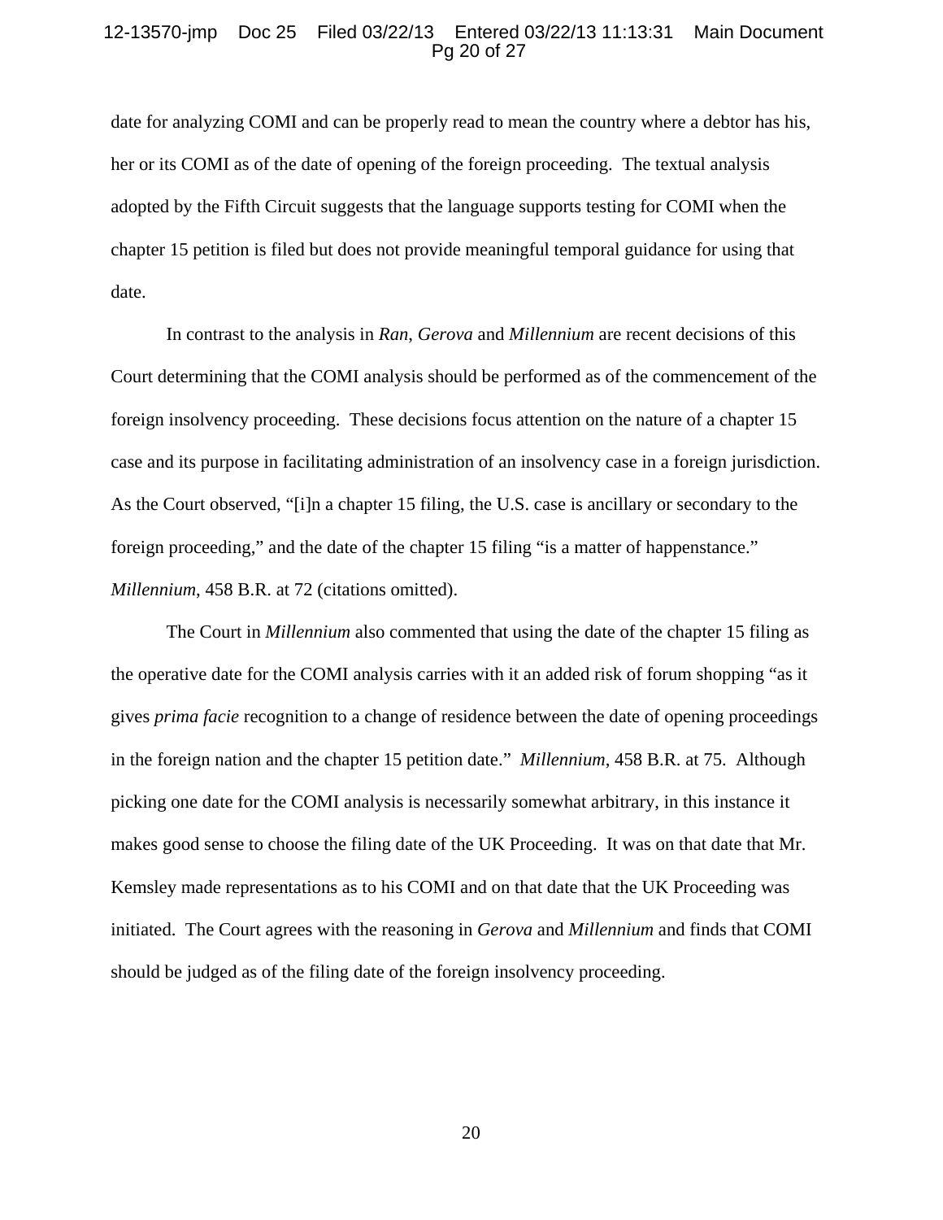date for analyzing COMI and can be properly read to mean the country where a debtor has his, her or its COMI as of the date of opening of the foreign proceeding. The textual analysis adopted by the Fifth Circuit suggests that the language supports testing for COMI when the chapter 15 petition is filed but does not provide meaningful temporal guidance for using that date.

In contrast to the analysis in *Ran*, *Gerova* and *Millennium* are recent decisions of this Court determining that the COMI analysis should be performed as of the commencement of the foreign insolvency proceeding. These decisions focus attention on the nature of a chapter 15 case and its purpose in facilitating administration of an insolvency case in a foreign jurisdiction. As the Court observed, "[i]n a chapter 15 filing, the U.S. case is ancillary or secondary to the foreign proceeding," and the date of the chapter 15 filing "is a matter of happenstance." *Millennium*, 458 B.R. at 72 (citations omitted).

The Court in *Millennium* also commented that using the date of the chapter 15 filing as the operative date for the COMI analysis carries with it an added risk of forum shopping "as it gives *prima facie* recognition to a change of residence between the date of opening proceedings in the foreign nation and the chapter 15 petition date." *Millennium*, 458 B.R. at 75. Although picking one date for the COMI analysis is necessarily somewhat arbitrary, in this instance it makes good sense to choose the filing date of the UK Proceeding. It was on that date that Mr. Kemsley made representations as to his COMI and on that date that the UK Proceeding was initiated. The Court agrees with the reasoning in *Gerova* and *Millennium* and finds that COMI should be judged as of the filing date of the foreign insolvency proceeding.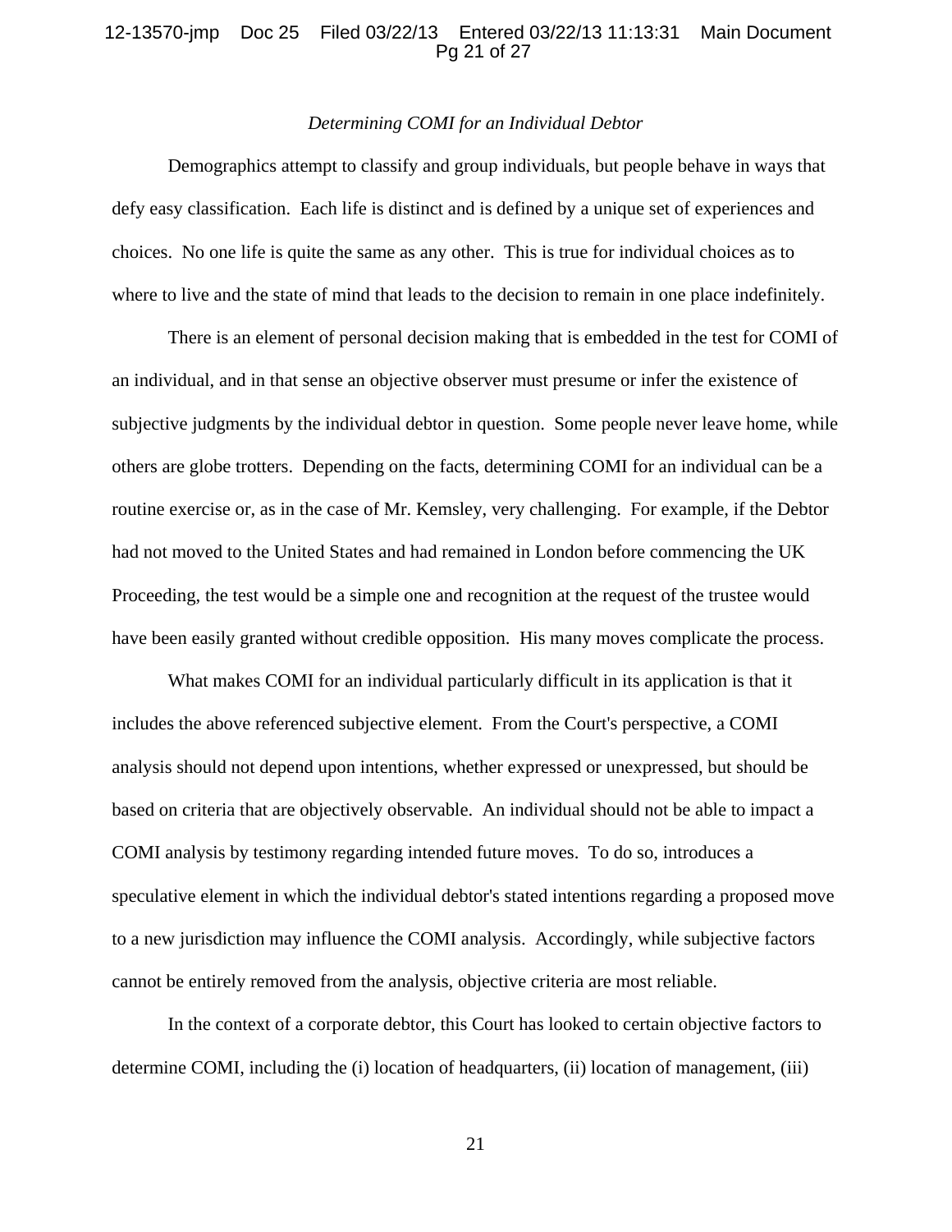*Determining COMI for an Individual Debtor*

Demographics attempt to classify and group individuals, but people behave in ways that defy easy classification. Each life is distinct and is defined by a unique set of experiences and choices. No one life is quite the same as any other. This is true for individual choices as to where to live and the state of mind that leads to the decision to remain in one place indefinitely.

There is an element of personal decision making that is embedded in the test for COMI of an individual, and in that sense an objective observer must presume or infer the existence of subjective judgments by the individual debtor in question. Some people never leave home, while others are globe trotters. Depending on the facts, determining COMI for an individual can be a routine exercise or, as in the case of Mr. Kemsley, very challenging. For example, if the Debtor had not moved to the United States and had remained in London before commencing the UK Proceeding, the test would be a simple one and recognition at the request of the trustee would have been easily granted without credible opposition. His many moves complicate the process.

What makes COMI for an individual particularly difficult in its application is that it includes the above referenced subjective element. From the Court's perspective, a COMI analysis should not depend upon intentions, whether expressed or unexpressed, but should be based on criteria that are objectively observable. An individual should not be able to impact a COMI analysis by testimony regarding intended future moves. To do so, introduces a speculative element in which the individual debtor's stated intentions regarding a proposed move to a new jurisdiction may influence the COMI analysis. Accordingly, while subjective factors cannot be entirely removed from the analysis, objective criteria are most reliable.

In the context of a corporate debtor, this Court has looked to certain objective factors to determine COMI, including the (i) location of headquarters, (ii) location of management, (iii)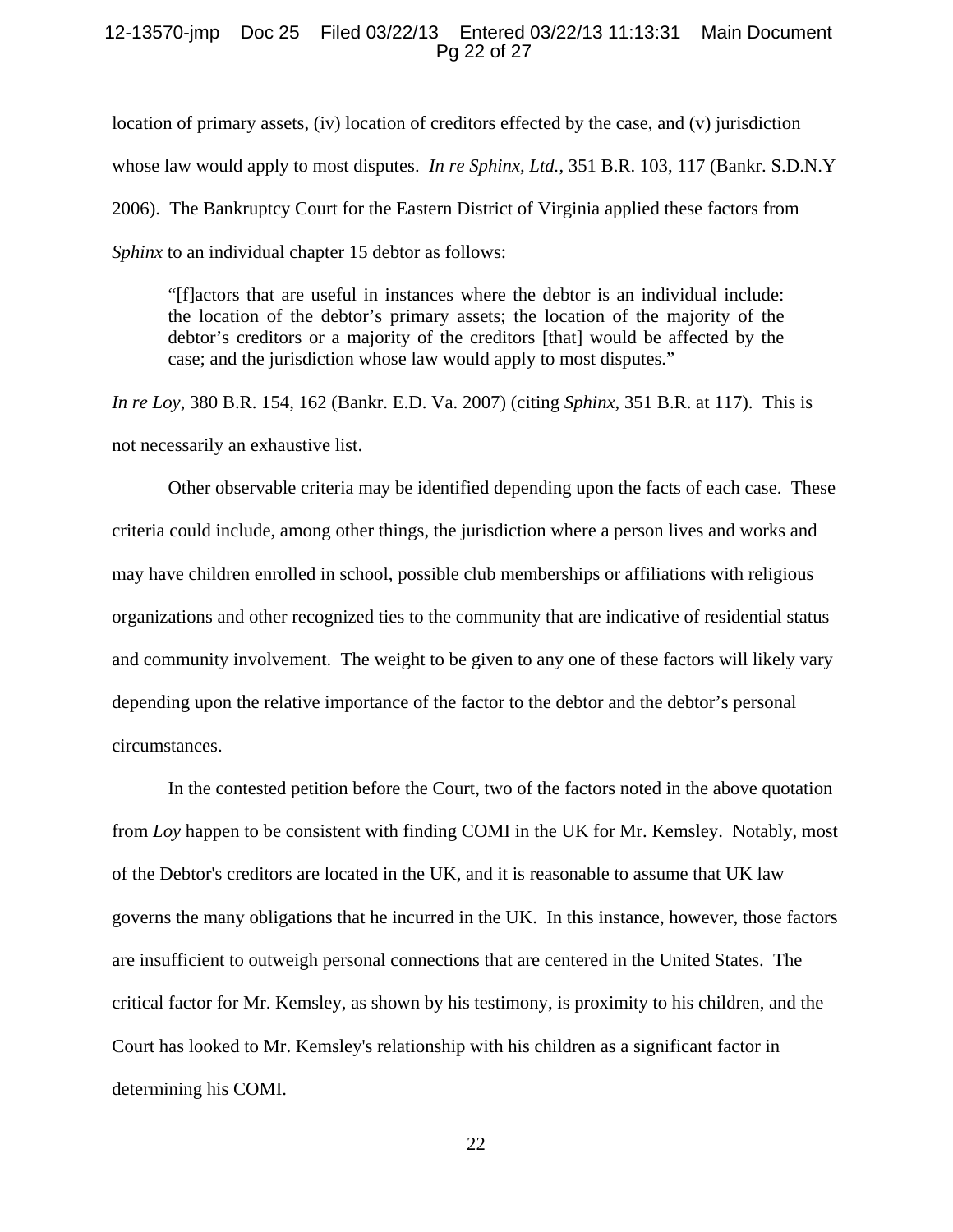location of primary assets, (iv) location of creditors effected by the case, and (v) jurisdiction whose law would apply to most disputes. *In re Sphinx, Ltd.*, 351 B.R. 103, 117 (Bankr. S.D.N.Y 2006). The Bankruptcy Court for the Eastern District of Virginia applied these factors from *Sphinx* to an individual chapter 15 debtor as follows:

> "[f]actors that are useful in instances where the debtor is an individual include: the location of the debtor's primary assets; the location of the majority of the debtor's creditors or a majority of the creditors [that] would be affected by the case; and the jurisdiction whose law would apply to most disputes."

*In re Loy*, 380 B.R. 154, 162 (Bankr. E.D. Va. 2007) (citing *Sphinx*, 351 B.R. at 117). This is not necessarily an exhaustive list.

Other observable criteria may be identified depending upon the facts of each case. These criteria could include, among other things, the jurisdiction where a person lives and works and may have children enrolled in school, possible club memberships or affiliations with religious organizations and other recognized ties to the community that are indicative of residential status and community involvement. The weight to be given to any one of these factors will likely vary depending upon the relative importance of the factor to the debtor and the debtor's personal circumstances.

In the contested petition before the Court, two of the factors noted in the above quotation from *Loy* happen to be consistent with finding COMI in the UK for Mr. Kemsley. Notably, most of the Debtor's creditors are located in the UK, and it is reasonable to assume that UK law governs the many obligations that he incurred in the UK. In this instance, however, those factors are insufficient to outweigh personal connections that are centered in the United States. The critical factor for Mr. Kemsley, as shown by his testimony, is proximity to his children, and the Court has looked to Mr. Kemsley's relationship with his children as a significant factor in determining his COMI.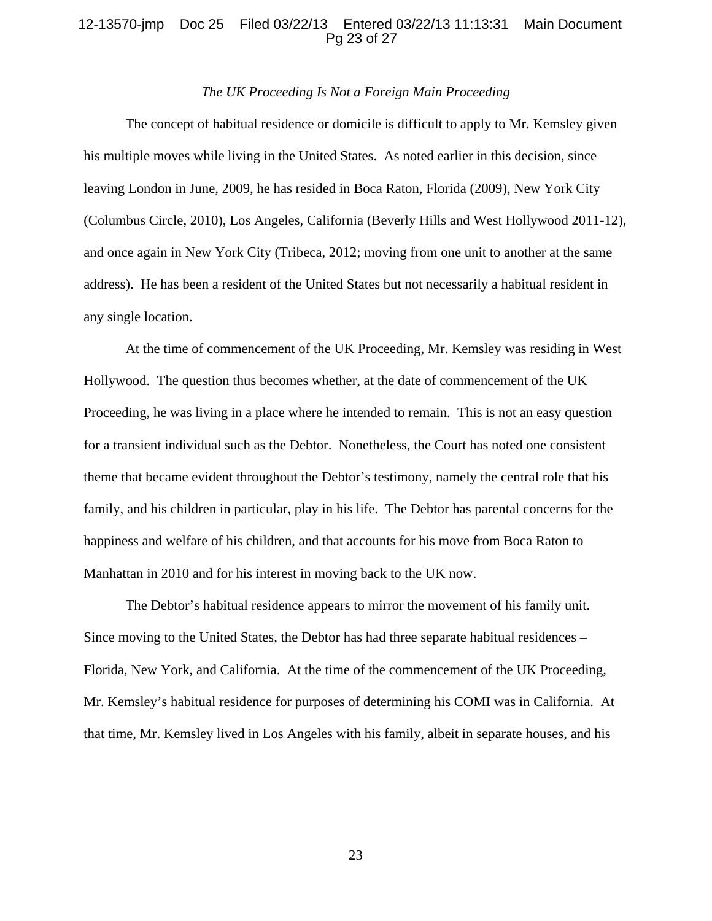*The UK Proceeding Is Not a Foreign Main Proceeding*

The concept of habitual residence or domicile is difficult to apply to Mr. Kemsley given his multiple moves while living in the United States. As noted earlier in this decision, since leaving London in June, 2009, he has resided in Boca Raton, Florida (2009), New York City (Columbus Circle, 2010), Los Angeles, California (Beverly Hills and West Hollywood 2011-12), and once again in New York City (Tribeca, 2012; moving from one unit to another at the same address). He has been a resident of the United States but not necessarily a habitual resident in any single location.

At the time of commencement of the UK Proceeding, Mr. Kemsley was residing in West Hollywood. The question thus becomes whether, at the date of commencement of the UK Proceeding, he was living in a place where he intended to remain. This is not an easy question for a transient individual such as the Debtor. Nonetheless, the Court has noted one consistent theme that became evident throughout the Debtor's testimony, namely the central role that his family, and his children in particular, play in his life. The Debtor has parental concerns for the happiness and welfare of his children, and that accounts for his move from Boca Raton to Manhattan in 2010 and for his interest in moving back to the UK now.

The Debtor's habitual residence appears to mirror the movement of his family unit. Since moving to the United States, the Debtor has had three separate habitual residences – Florida, New York, and California. At the time of the commencement of the UK Proceeding, Mr. Kemsley's habitual residence for purposes of determining his COMI was in California. At that time, Mr. Kemsley lived in Los Angeles with his family, albeit in separate houses, and his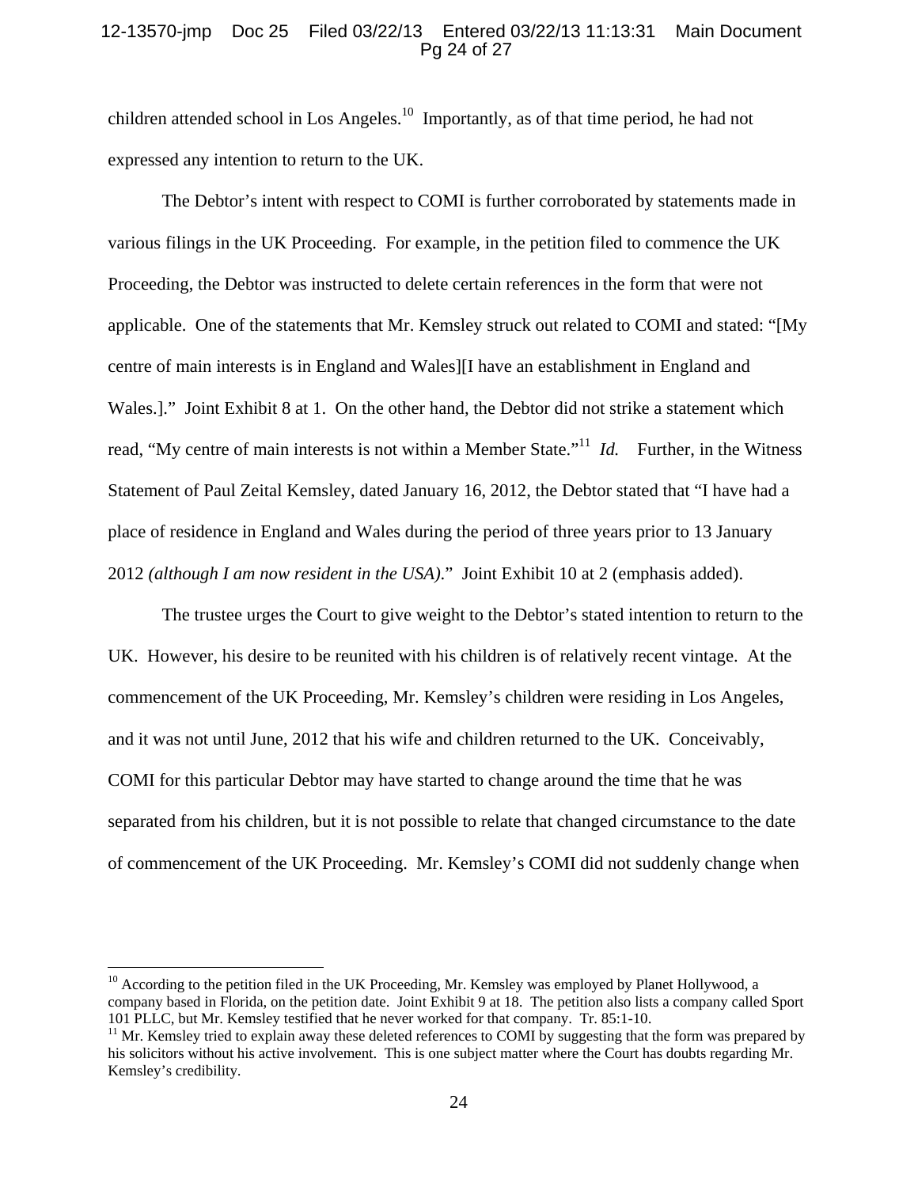children attended school in Los Angeles.[10] Importantly, as of that time period, he had not expressed any intention to return to the UK.

The Debtor's intent with respect to COMI is further corroborated by statements made in various filings in the UK Proceeding. For example, in the petition filed to commence the UK Proceeding, the Debtor was instructed to delete certain references in the form that were not applicable. One of the statements that Mr. Kemsley struck out related to COMI and stated: "[My centre of main interests is in England and Wales][I have an establishment in England and Wales.]." Joint Exhibit 8 at 1. On the other hand, the Debtor did not strike a statement which read, "My centre of main interests is not within a Member State."[11] *Id.* Further, in the Witness Statement of Paul Zeital Kemsley, dated January 16, 2012, the Debtor stated that "I have had a place of residence in England and Wales during the period of three years prior to 13 January 2012 *(although I am now resident in the USA).*" Joint Exhibit 10 at 2 (emphasis added).

The trustee urges the Court to give weight to the Debtor's stated intention to return to the UK. However, his desire to be reunited with his children is of relatively recent vintage. At the commencement of the UK Proceeding, Mr. Kemsley's children were residing in Los Angeles, and it was not until June, 2012 that his wife and children returned to the UK. Conceivably, COMI for this particular Debtor may have started to change around the time that he was separated from his children, but it is not possible to relate that changed circumstance to the date of commencement of the UK Proceeding. Mr. Kemsley's COMI did not suddenly change when

---

[10] According to the petition filed in the UK Proceeding, Mr. Kemsley was employed by Planet Hollywood, a company based in Florida, on the petition date. Joint Exhibit 9 at 18. The petition also lists a company called Sport 101 PLLC, but Mr. Kemsley testified that he never worked for that company. Tr. 85:1-10.

[11] Mr. Kemsley tried to explain away these deleted references to COMI by suggesting that the form was prepared by his solicitors without his active involvement. This is one subject matter where the Court has doubts regarding Mr. Kemsley's credibility.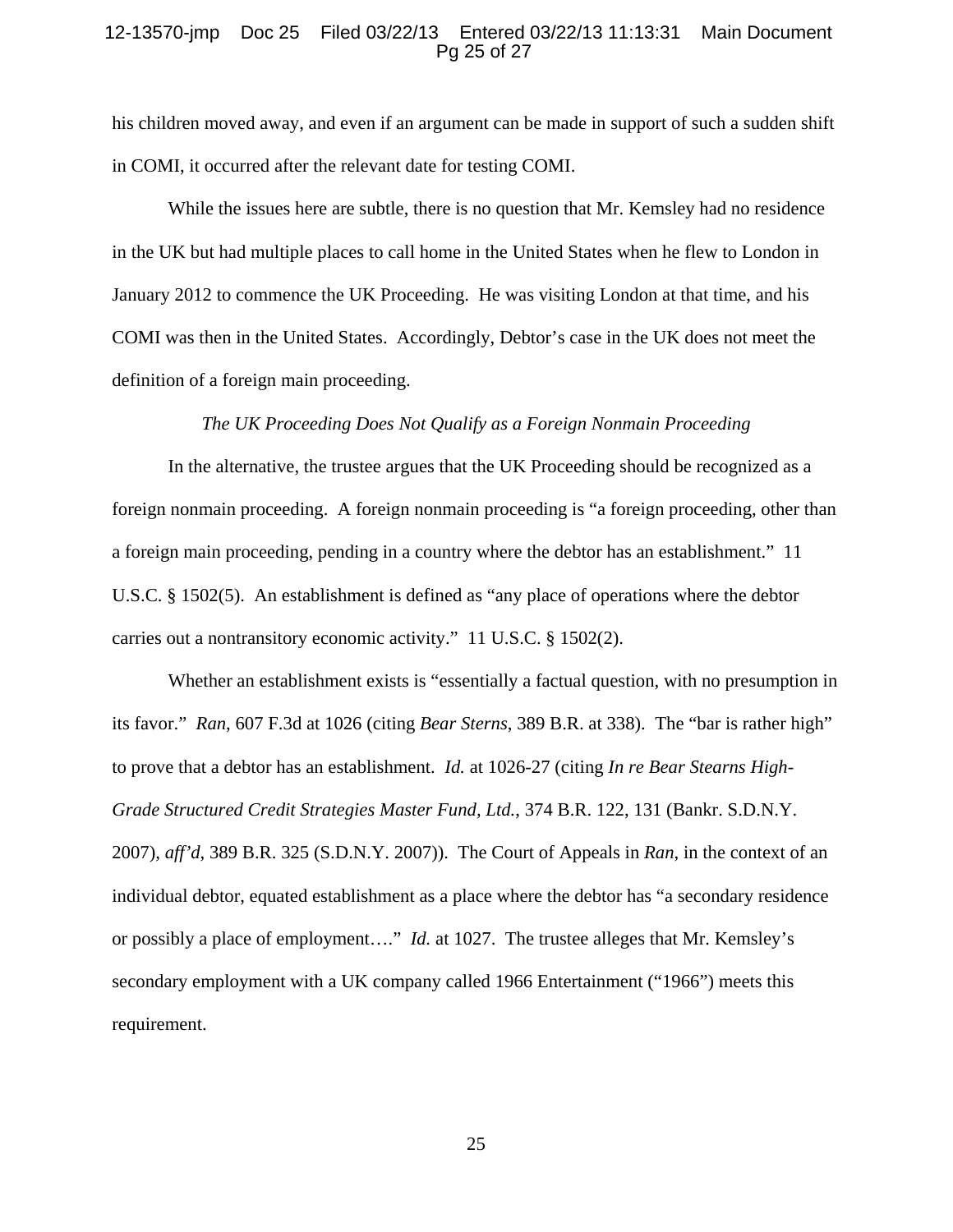his children moved away, and even if an argument can be made in support of such a sudden shift in COMI, it occurred after the relevant date for testing COMI.

While the issues here are subtle, there is no question that Mr. Kemsley had no residence in the UK but had multiple places to call home in the United States when he flew to London in January 2012 to commence the UK Proceeding. He was visiting London at that time, and his COMI was then in the United States. Accordingly, Debtor's case in the UK does not meet the definition of a foreign main proceeding.

*The UK Proceeding Does Not Qualify as a Foreign Nonmain Proceeding*

In the alternative, the trustee argues that the UK Proceeding should be recognized as a foreign nonmain proceeding. A foreign nonmain proceeding is "a foreign proceeding, other than a foreign main proceeding, pending in a country where the debtor has an establishment." 11 U.S.C. § 1502(5). An establishment is defined as "any place of operations where the debtor carries out a nontransitory economic activity." 11 U.S.C. § 1502(2).

Whether an establishment exists is "essentially a factual question, with no presumption in its favor." *Ran*, 607 F.3d at 1026 (citing *Bear Sterns*, 389 B.R. at 338). The "bar is rather high" to prove that a debtor has an establishment. *Id.* at 1026-27 (citing *In re Bear Stearns High-Grade Structured Credit Strategies Master Fund, Ltd.*, 374 B.R. 122, 131 (Bankr. S.D.N.Y. 2007), *aff'd*, 389 B.R. 325 (S.D.N.Y. 2007)). The Court of Appeals in *Ran*, in the context of an individual debtor, equated establishment as a place where the debtor has "a secondary residence or possibly a place of employment…." *Id.* at 1027. The trustee alleges that Mr. Kemsley's secondary employment with a UK company called 1966 Entertainment ("1966") meets this requirement.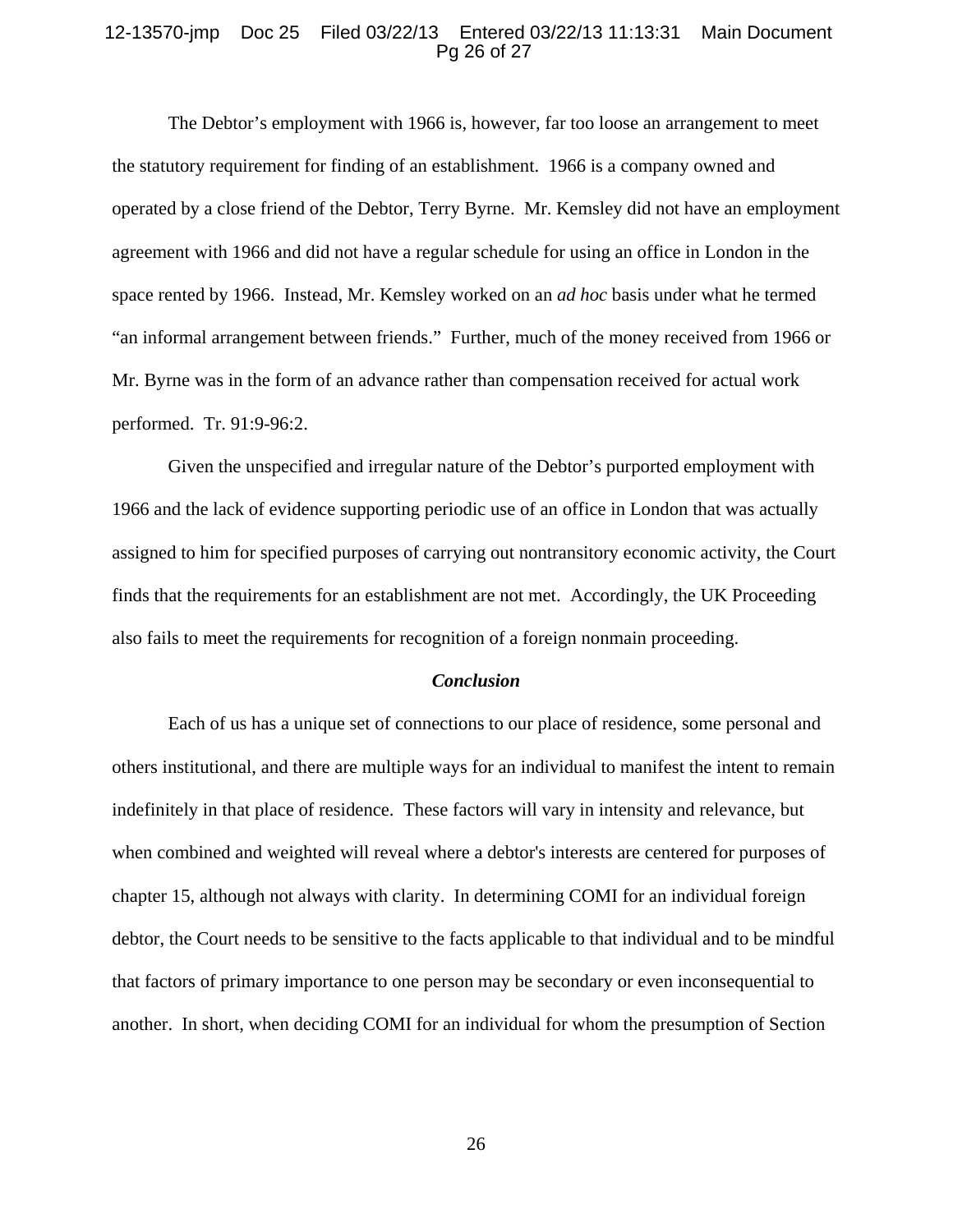The Debtor's employment with 1966 is, however, far too loose an arrangement to meet the statutory requirement for finding of an establishment. 1966 is a company owned and operated by a close friend of the Debtor, Terry Byrne. Mr. Kemsley did not have an employment agreement with 1966 and did not have a regular schedule for using an office in London in the space rented by 1966. Instead, Mr. Kemsley worked on an *ad hoc* basis under what he termed "an informal arrangement between friends." Further, much of the money received from 1966 or Mr. Byrne was in the form of an advance rather than compensation received for actual work performed. Tr. 91:9-96:2.

Given the unspecified and irregular nature of the Debtor's purported employment with 1966 and the lack of evidence supporting periodic use of an office in London that was actually assigned to him for specified purposes of carrying out nontransitory economic activity, the Court finds that the requirements for an establishment are not met. Accordingly, the UK Proceeding also fails to meet the requirements for recognition of a foreign nonmain proceeding.

***Conclusion***

Each of us has a unique set of connections to our place of residence, some personal and others institutional, and there are multiple ways for an individual to manifest the intent to remain indefinitely in that place of residence. These factors will vary in intensity and relevance, but when combined and weighted will reveal where a debtor's interests are centered for purposes of chapter 15, although not always with clarity. In determining COMI for an individual foreign debtor, the Court needs to be sensitive to the facts applicable to that individual and to be mindful that factors of primary importance to one person may be secondary or even inconsequential to another. In short, when deciding COMI for an individual for whom the presumption of Section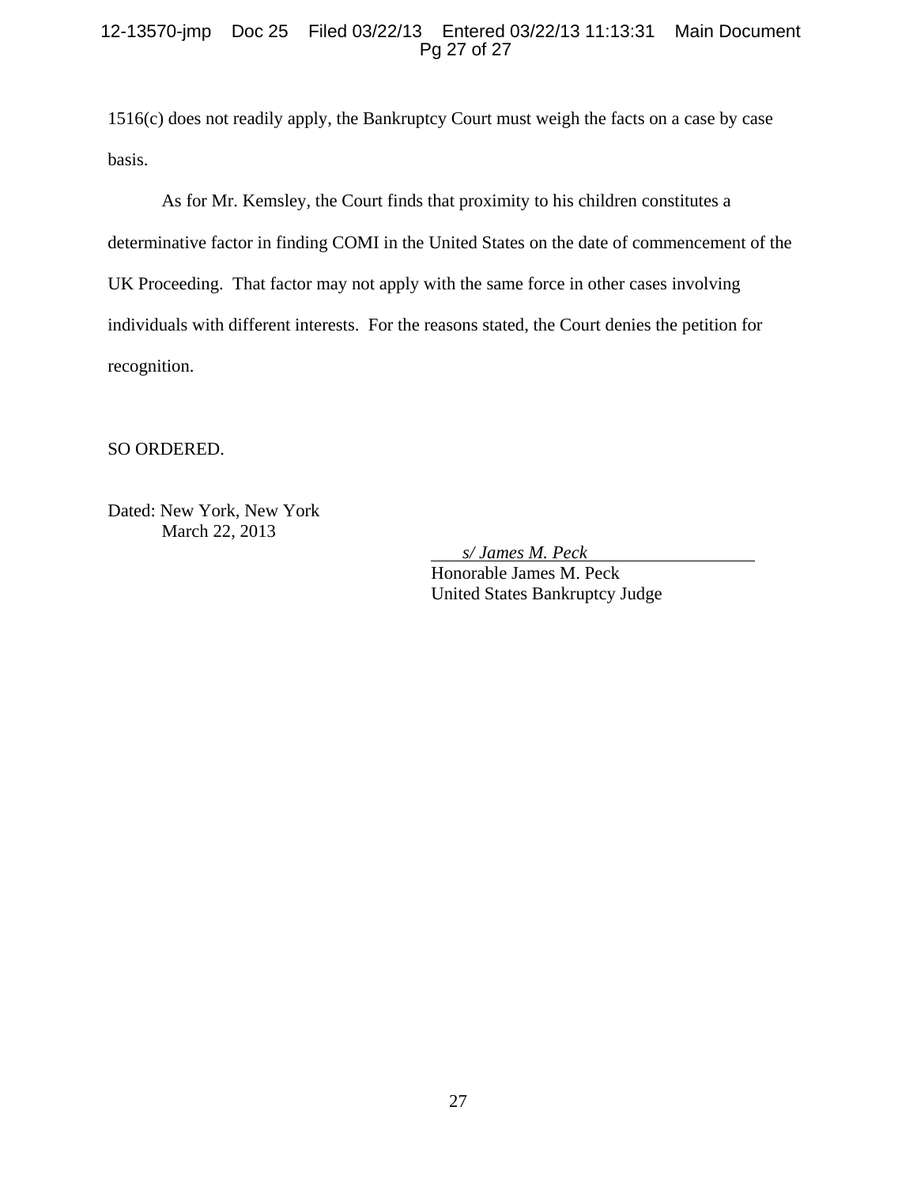1516(c) does not readily apply, the Bankruptcy Court must weigh the facts on a case by case basis.

As for Mr. Kemsley, the Court finds that proximity to his children constitutes a determinative factor in finding COMI in the United States on the date of commencement of the UK Proceeding. That factor may not apply with the same force in other cases involving individuals with different interests. For the reasons stated, the Court denies the petition for recognition.

SO ORDERED.

Dated: New York, New York
March 22, 2013

*s/ James M. Peck*
Honorable James M. Peck
United States Bankruptcy Judge